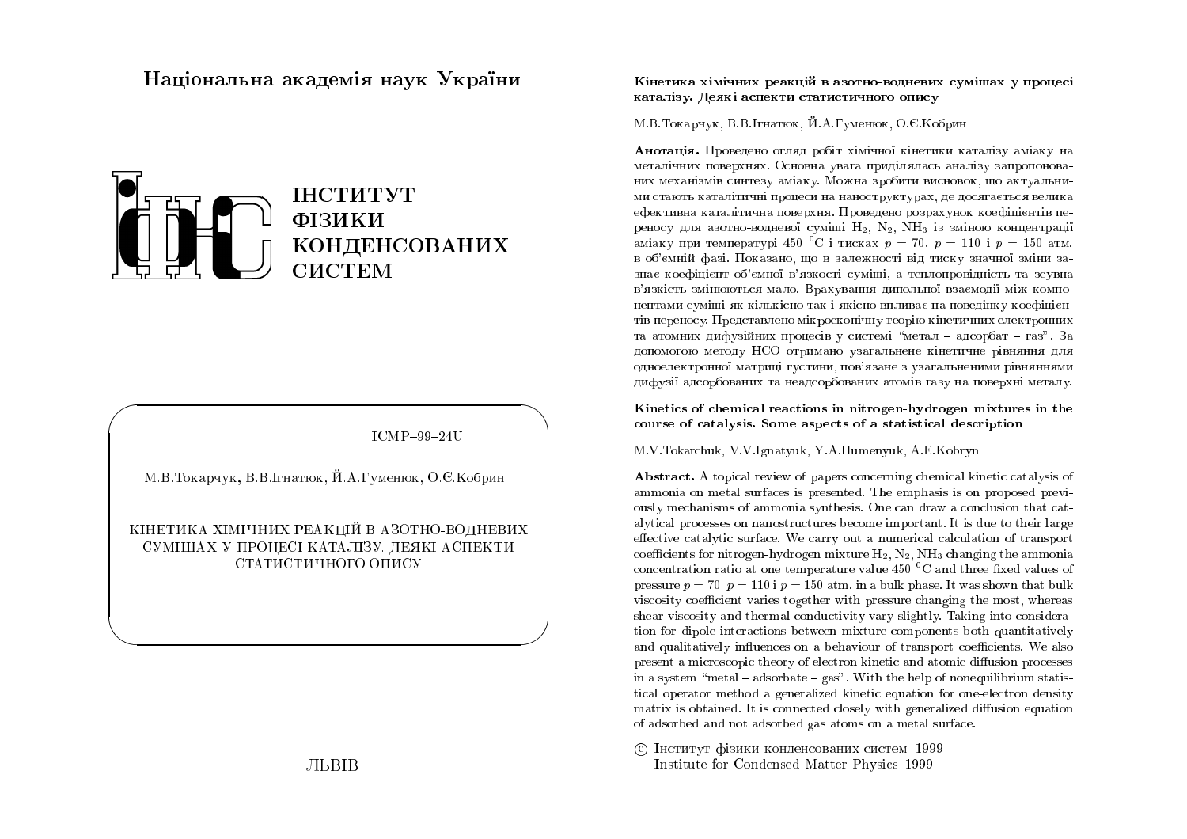Національна академія наук України

ІНСТИТУТ
ФІЗИКИ
КОНДЕНСОВАНИХ
СИСТЕМ

ICMP–99–24U

М.В.Токарчук, В.В.Ігнатюк, Й.А.Гуменюк, О.Є.Кобрин

КІНЕТИКА ХІМІЧНИХ РЕАКЦІЙ В АЗОТНО-ВОДНЕВИХ СУМІШАХ У ПРОЦЕСІ КАТАЛІЗУ. ДЕЯКІ АСПЕКТИ СТАТИСТИЧНОГО ОПИСУ

ЛЬВІВ

**Кінетика хімічних реакцій в азотно-водневих сумішах у процесі каталізу. Деякі аспекти статистичного опису**

М.В.Токарчук, В.В.Ігнатюк, Й.А.Гуменюк, О.Є.Кобрин

**Анотація.** Проведено огляд робіт хімічної кінетики каталізу аміаку на металічних поверхнях. Основна увага приділялась аналізу запропонованих механізмів синтезу аміаку. Можна зробити висновок, що актуальними стають каталітичні процеси на наноструктурах, де досягається велика ефективна каталітична поверхня. Проведено розрахунок коефіцієнтів переносу для азотно-водневої суміші $H_2$, $N_2$, $NH_3$ із зміною концентрації аміаку при температурі 450 $^0$C і тисках $p = 70$, $p = 110$ і $p = 150$ атм. в об'ємній фазі. Показано, що в залежності від тиску значної зміни зазнає коефіцієнт об'ємної в'язкості суміші, а теплопровідність та зсувна в'язкість змінюються мало. Врахування дипольної взаємодії між компонентами суміші як кількісно так і якісно впливає на поведінку коефіцієнтів переносу. Представлено мікроскопічну теорію кінетичних електронних та атомних дифузійних процесів у системі "метал – адсорбат – газ". За допомогою методу НСО отримано узагальнене кінетичне рівняння для одноелектронної матриці густини, пов'язане з узагальненими рівняннями дифузії адсорбованих та неадсорбованих атомів газу на поверхні металу.

**Kinetics of chemical reactions in nitrogen-hydrogen mixtures in the course of catalysis. Some aspects of a statistical description**

M.V.Tokarchuk, V.V.Ignatyuk, Y.A.Humenyuk, A.E.Kobryn

**Abstract.** A topical review of papers concerning chemical kinetic catalysis of ammonia on metal surfaces is presented. The emphasis is on proposed previously mechanisms of ammonia synthesis. One can draw a conclusion that catalytical processes on nanostructures become important. It is due to their large effective catalytic surface. We carry out a numerical calculation of transport coefficients for nitrogen-hydrogen mixture $H_2$, $N_2$, $NH_3$ changing the ammonia concentration ratio at one temperature value 450 $^0$C and three fixed values of pressure $p = 70$, $p = 110$ і $p = 150$ atm. in a bulk phase. It was shown that bulk viscosity coefficient varies together with pressure changing the most, whereas shear viscosity and thermal conductivity vary slightly. Taking into consideration for dipole interactions between mixture components both quantitatively and qualitatively influences on a behaviour of transport coefficients. We also present a microscopic theory of electron kinetic and atomic diffusion processes in a system "metal – adsorbate – gas". With the help of nonequilibrium statistical operator method a generalized kinetic equation for one-electron density matrix is obtained. It is connected closely with generalized diffusion equation of adsorbed and not adsorbed gas atoms on a metal surface.

© Інститут фізики конденсованих систем 1999
Institute for Condensed Matter Physics 1999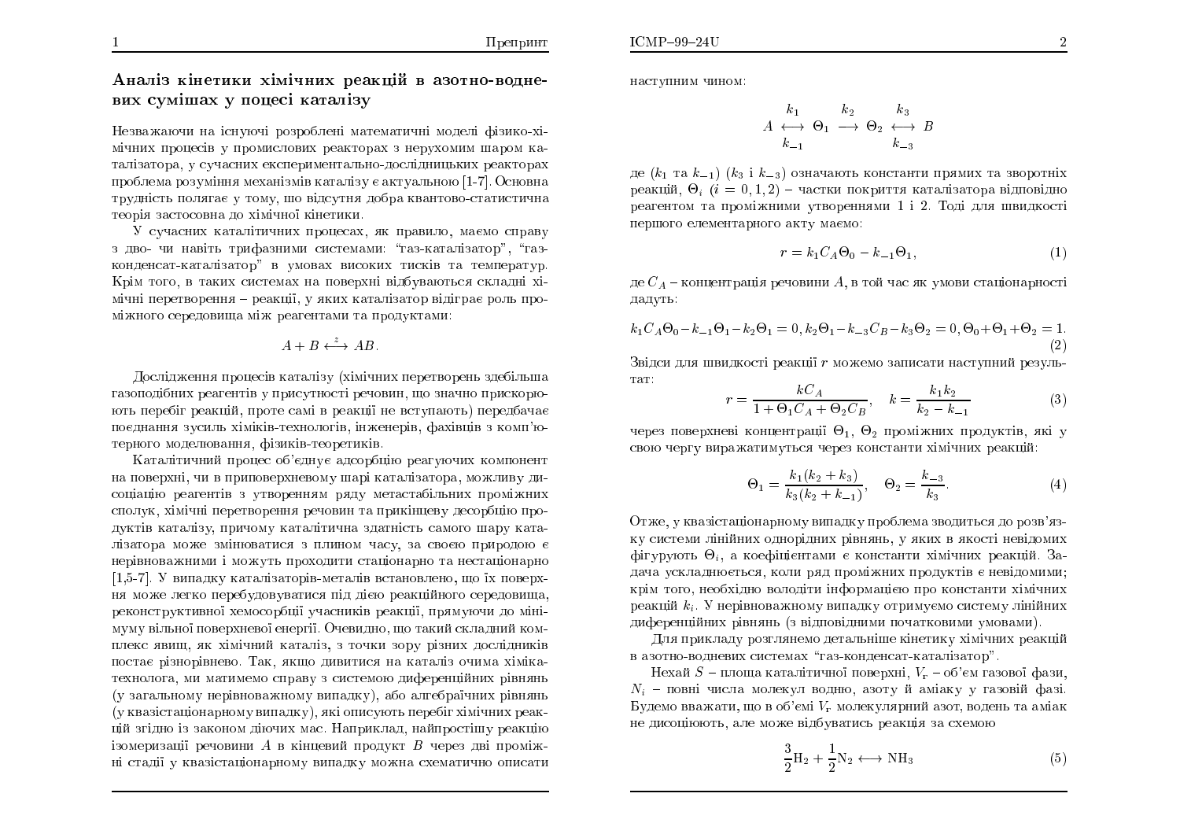## Аналіз кінетики хімічних реакцій в азотно-водневих сумішах у процесі каталізу

Незважаючи на існуючі розроблені математичні моделі фізико-хімічних процесів у промислових реакторах з нерухомим шаром каталізатора, у сучасних експериментально-дослідницьких реакторах проблема розуміння механізмів каталізу є актуальною [1-7]. Основна трудність полягає у тому, що відсутня добра квантово-статистична теорія застосовна до хімічної кінетики.

У сучасних каталітичних процесах, як правило, маємо справу з двох- чи навіть трифазними системами: "газ-каталізатор", "газ-конденсат-каталізатор" в умовах високих тисків та температур. Крім того, в таких системах на поверхні відбуваються складні хімічні перетворення – реакції, у яких каталізатор відіграє роль проміжного середовища між реагентами та продуктами:

$$A + B \overset{z}{\longleftrightarrow} AB.$$

Дослідження процесів каталізу (хімічних перетворень здебільша газоподібних реагентів у присутності речовин, що значно прискорюють перебіг реакцій, проте самі в реакції не вступають) передбачає поєднання зусиль хіміків-технологів, інженерів, фахівців з комп'ютерного моделювання, фізиків-теоретиків.

Каталітичний процес об'єднує адсорбцію реагуючих компонент на поверхні, чи в приповерхневому шарі каталізатора, можливу дисоціацію реагентів з утворенням ряду метастабільних проміжних сполук, хімічні перетворення речовин та прикінцеву десорбцію продуктів каталізу, причому каталітична здатність самого шару каталізатора може змінюватися з плином часу, за своєю природою є нерівноважними і можуть проходити стаціонарно та нестаціонарно [1,5-7]. У випадку каталізаторів-металів встановлено, що їх поверхня може легко перебудовуватися під дією реакційного середовища, реконструктивної хемосорбції учасників реакції, прямуючи до мінімуму вільної поверхневої енергії. Очевидно, що такий складний комплекс явищ, як хімічний каталіз, з точки зору різних дослідників постає різнорівнево. Так, якщо дивитися на каталіз очима хіміка-технолога, ми матимемо справу з системою диференційних рівнянь (у загальному нерівноважному випадку), або алгебраїчних рівнянь (у квазістаціонарному випадку), які описують перебіг хімічних реакцій згідно із законом діючих мас. Наприклад, найпростішу реакцію ізомеризації речовини $A$ в кінцевий продукт $B$ через дві проміжні стадії у квазістаціонарному випадку можна схематично описати наступним чином:

$$A \underset{k_{-1}}{\overset{k_1}{\longleftrightarrow}} \Theta_1 \overset{k_2}{\longrightarrow} \Theta_2 \underset{k_{-3}}{\overset{k_3}{\longleftrightarrow}} B$$

де ($k_1$ та $k_{-1}$) ($k_3$ і $k_{-3}$) означають константи прямих та зворотніх реакцій, $\Theta_i$ ($i = 0, 1, 2$) – частки покриття каталізатора відповідно реагентом та проміжними утвореннями 1 і 2. Тоді для швидкості першого елементарного акту маємо:

$$r = k_1 C_A \Theta_0 - k_{-1}\Theta_1, \tag{1}$$

де $C_A$ – концентрація речовини $A$, в той час як умови стаціонарності дадуть:

$$k_1 C_A \Theta_0 - k_{-1}\Theta_1 - k_2\Theta_1 = 0, k_2\Theta_1 - k_{-3}C_B - k_3\Theta_2 = 0, \Theta_0 + \Theta_1 + \Theta_2 = 1. \tag{2}$$

Звідси для швидкості реакції $r$ можемо записати наступний результат:

$$r = \frac{kC_A}{1 + \Theta_1 C_A + \Theta_2 C_B}, \quad k = \frac{k_1 k_2}{k_2 - k_{-1}} \tag{3}$$

через поверхневі концентрації $\Theta_1$, $\Theta_2$ проміжних продуктів, які у свою чергу виражатимуться через константи хімічних реакцій:

$$\Theta_1 = \frac{k_1(k_2 + k_3)}{k_3(k_2 + k_{-1})}, \quad \Theta_2 = \frac{k_{-3}}{k_3}. \tag{4}$$

Отже, у квазістаціонарному випадку проблема зводиться до розв'язку системи лінійних однорідних рівнянь, у яких в якості невідомих фігурують $\Theta_i$, а коефіцієнтами є константи хімічних реакцій. Задача ускладнюється, коли ряд проміжних продуктів є невідомими; крім того, необхідно володіти інформацією про константи хімічних реакцій $k_i$. У нерівноважному випадку отримуємо систему лінійних диференційних рівнянь (з відповідними початковими умовами).

Для прикладу розглянемо детальніше кінетику хімічних реакцій в азотно-водневих системах "газ-конденсат-каталізатор".

Нехай $S$ – площа каталітичної поверхні, $V_г$ – об'єм газової фази, $N_i$ – повні числа молекул водню, азоту й аміаку у газовій фазі. Будемо вважати, що в об'ємі $V_г$ молекулярний азот, водень та аміак не дисоціюють, але може відбуватись реакція за схемою

$$\frac{3}{2}H_2 + \frac{1}{2}N_2 \longleftrightarrow NH_3 \tag{5}$$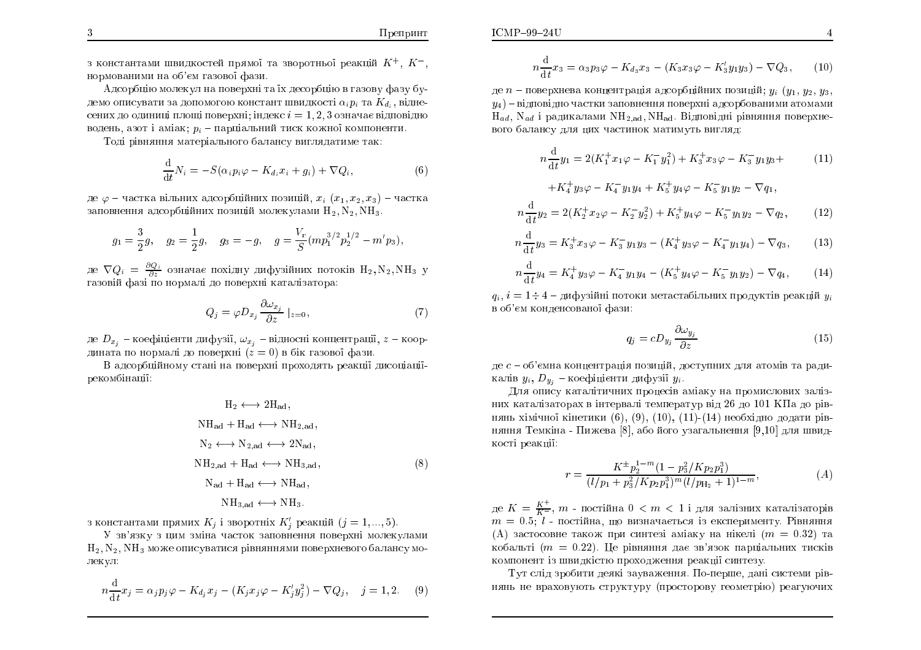з константами швидкостей прямої та зворотньої реакцій $K^+$, $K^-$, нормованими на об'єм газової фази.

Адсорбцію молекул на поверхні та їх десорбцію в газову фазу будемо описувати за допомогою констант швидкості $\alpha_i p_i$ та $K_{d_i}$, віднесених до одиниці площі поверхні; індекс $i = 1, 2, 3$ означає відповідно водень, азот і аміак; $p_i$ – парціальний тиск кожної компоненти.

Тоді рівняння матеріального балансу виглядатиме так:

$$\frac{\mathrm{d}}{\mathrm{d}t} N_i = -S(\alpha_i p_i \varphi - K_{d_i} x_i + g_i) + \nabla Q_i, \tag{6}$$

де $\varphi$ – частка вільних адсорбційних позицій, $x_i$ $(x_1, x_2, x_3)$ – частка заповнення адсорбційних позицій молекулами $H_2, N_2, NH_3$.

$$g_1 = \frac{3}{2} g, \quad g_2 = \frac{1}{2} g, \quad g_3 = -g, \quad g = \frac{V_r}{S}(m p_1^{3/2} p_2^{1/2} - m' p_3),$$

де $\nabla Q_i = \frac{\partial Q_i}{\partial z}$ означає похідну дифузійних потоків $H_2, N_2, NH_3$ у газовій фазі по нормалі до поверхні каталізатора:

$$Q_j = \varphi D_{x_j} \frac{\partial \omega_{x_j}}{\partial z} \mid_{z=0}, \tag{7}$$

де $D_{x_j}$ – коефіцієнти дифузії, $\omega_{x_j}$ – відносні концентрації, $z$ – координата по нормалі до поверхні ($z = 0$) в бік газової фази.

В адсорбційному стані на поверхні проходять реакції дисоціації-рекомбінації:

$$\begin{gathered}
H_2 \longleftrightarrow 2H_{ad}, \\
NH_{ad} + H_{ad} \longleftrightarrow NH_{2,ad}, \\
N_2 \longleftrightarrow N_{2,ad} \longleftrightarrow 2N_{ad}, \\
NH_{2,ad} + H_{ad} \longleftrightarrow NH_{3,ad}, \\
N_{ad} + H_{ad} \longleftrightarrow NH_{ad}, \\
NH_{3,ad} \longleftrightarrow NH_3.
\end{gathered} \tag{8}$$

з константами прямих $K_j$ і зворотніх $K_j'$ реакцій ($j = 1, ..., 5$).

У зв'язку з цим зміна часток заповнення поверхні молекулами $H_2, N_2, NH_3$ може описуватися рівняннями поверхневого балансу молекул:

$$n \frac{\mathrm{d}}{\mathrm{d}t} x_j = \alpha_j p_j \varphi - K_{d_j} x_j - (K_j x_j \varphi - K_j' y_j^2) - \nabla Q_j, \quad j = 1, 2. \tag{9}$$

$$n \frac{\mathrm{d}}{\mathrm{d}t} x_3 = \alpha_3 p_3 \varphi - K_{d_3} x_3 - (K_3 x_3 \varphi - K_3' y_1 y_3) - \nabla Q_3, \tag{10}$$

де $n$ – поверхнева концентрація адсорбційних позицій; $y_i$ ($y_1$, $y_2$, $y_3$, $y_4$) – відповідно частки заповнення поверхні адсорбованими атомами $H_{ad}$, $N_{ad}$ і радикалами $NH_{2,ad}, NH_{ad}$. Відповідні рівняння поверхневого балансу для цих частинок матимуть вигляд:

$$n \frac{\mathrm{d}}{\mathrm{d}t} y_1 = 2(K_1^+ x_1 \varphi - K_1^- y_1^2) + K_3^+ x_3 \varphi - K_3^- y_1 y_3 + \tag{11}$$

$$+ K_4^+ y_3 \varphi - K_4^- y_1 y_4 + K_5^+ y_4 \varphi - K_5^- y_1 y_2 - \nabla q_1,$$

$$n \frac{\mathrm{d}}{\mathrm{d}t} y_2 = 2(K_2^+ x_2 \varphi - K_2^- y_2^2) + K_5^+ y_4 \varphi - K_5^- y_1 y_2 - \nabla q_2, \tag{12}$$

$$n \frac{\mathrm{d}}{\mathrm{d}t} y_3 = K_3^+ x_3 \varphi - K_3^- y_1 y_3 - (K_4^+ y_3 \varphi - K_4^- y_1 y_4) - \nabla q_3, \tag{13}$$

$$n \frac{\mathrm{d}}{\mathrm{d}t} y_4 = K_4^+ y_3 \varphi - K_4^- y_1 y_4 - (K_5^+ y_4 \varphi - K_5^- y_1 y_2) - \nabla q_4, \tag{14}$$

$q_i, i = 1 \div 4$ – дифузійні потоки метастабільних продуктів реакцій $y_i$ в об'єм конденсованої фази:

$$q_j = c D_{y_j} \frac{\partial \omega_{y_j}}{\partial z} \tag{15}$$

де $c$ – об'ємна концентрація позицій, доступних для атомів та радикалів $y_i$, $D_{y_j}$ – коефіцієнти дифузії $y_i$.

Для опису каталітичних процесів аміаку на промислових залізних каталізаторах в інтервалі температур від 26 до 101 КПа до рівнянь хімічної кінетики (6), (9), (10), (11)-(14) необхідно додати рівняння Темкіна - Пижева [8], або його узагальнення [9,10] для швидкості реакції:

$$r = \frac{K^{\pm} p_2^{1-m} (1 - p_3^2 / K p_2 p_1^3)}{(l/p_1 + p_3^2 / K p_2 p_1^3)^m (l/p_{H_2} + 1)^{1-m}}, \tag{A}$$

де $K = \frac{K^+}{K^-}$, $m$ - постійна $0 < m < 1$ і для залізних каталізаторів $m = 0.5$; $l$ - постійна, що визначається із експерименту. Рівняння (A) застосовне також при синтезі аміаку на нікелі ($m = 0.32$) та кобальті ($m = 0.22$). Це рівняння дає зв'язок парціальних тисків компонент із швидкістю проходження реакції синтезу.

Тут слід зробити деякі зауваження. По-перше, дані системи рівнянь не враховують структуру (просторову геометрію) реагуючих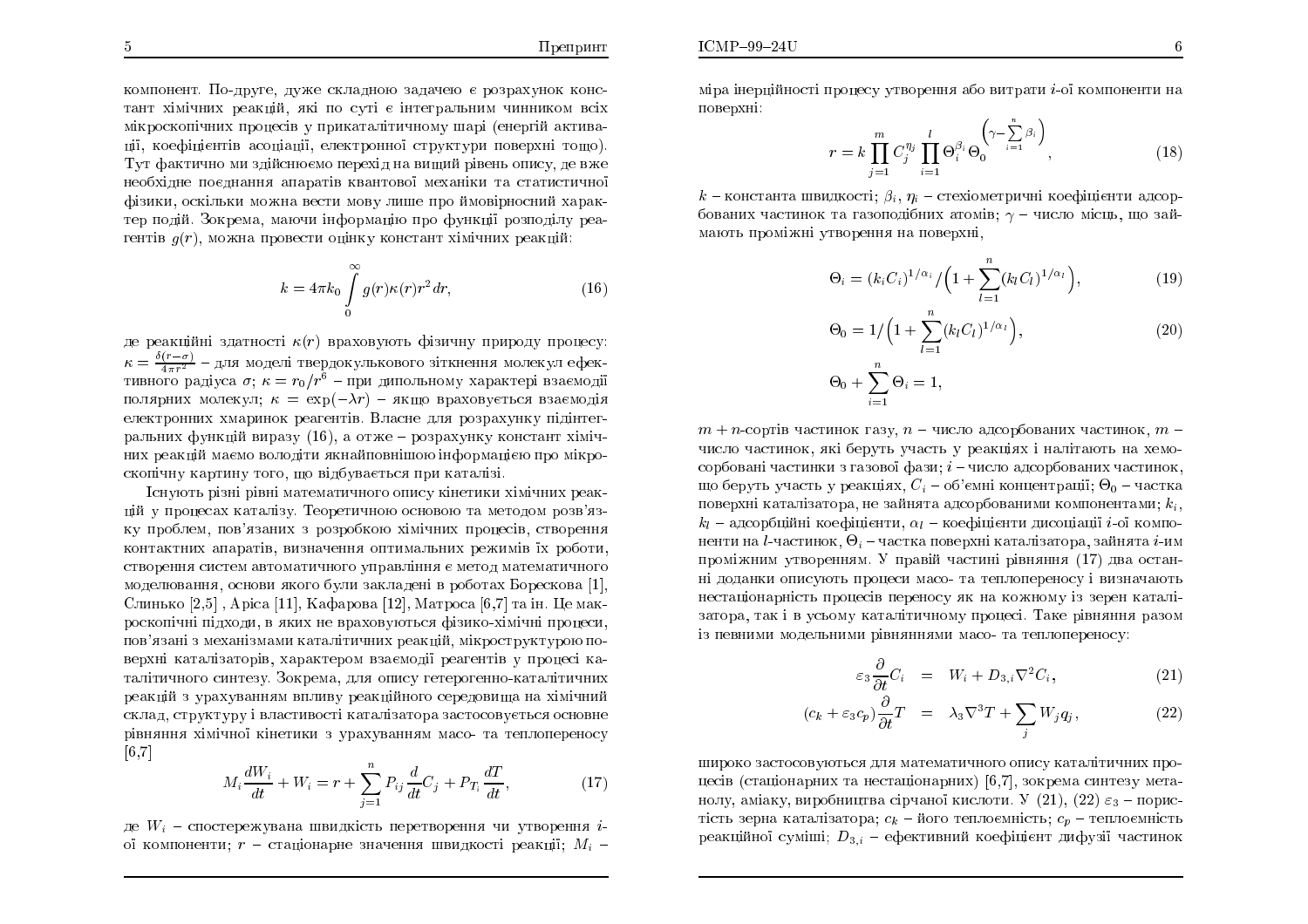компонент. По-друге, дуже складною задачею є розрахунок констант хімічних реакцій, які по суті є інтегральним чинником всіх мікроскопічних процесів у прикаталітичному шарі (енергій активації, коефіцієнтів асоціації, електронної структури поверхні тощо). Тут фактично ми здійснюємо перехід на вищий рівень опису, де вже необхідне поєднання апаратів квантової механіки та статистичної фізики, оскільки можна вести мову лише про ймовірнісний характер подій. Зокрема, маючи інформацію про функції розподілу реагентів $g(r)$, можна провести оцінку констант хімічних реакцій:

$$k = 4\pi k_0 \int\limits_0^\infty g(r)\kappa(r) r^2 dr, \tag{16}$$

де реакційні здатності $\kappa(r)$ враховують фізичну природу процесу: $\kappa = \frac{\delta(r-\sigma)}{4\pi r^2}$ – для моделі твердокулькового зіткнення молекул ефективного радіуса $\sigma$; $\kappa = r_0/r^6$ – при дипольному характері взаємодії полярних молекул; $\kappa = \exp(-\lambda r)$ – якщо враховується взаємодія електронних хмаринок реагентів. Власне для розрахунку підінтегральних функцій виразу (16), а отже – розрахунку констант хімічних реакцій маємо володіти якнайповнішою інформацією про мікроскопічну картину того, що відбувається при каталізі.

Існують різні рівні математичного опису кінетики хімічних реакцій у процесах каталізу. Теоретичною основою та методом розв'язку проблем, пов'язаних з розробкою хімічних процесів, створення контактних апаратів, визначення оптимальних режимів їх роботи, створення систем автоматичного управління є метод математичного моделювання, основи якого були закладені в роботах Борескова [1], Слинько [2,5] , Аріса [11], Кафарова [12], Матроса [6,7] та ін. Це макроскопічні підходи, в яких не враховуються фізико-хімічні процеси, пов'язані з механізмами каталітичних реакцій, мікроструктурою поверхні каталізаторів, характером взаємодії реагентів у процесі каталітичного синтезу. Зокрема, для опису гетерогенно-каталітичних реакцій з урахуванням впливу реакційного середовища на хімічний склад, структуру і властивості каталізатора застосовується основне рівняння хімічної кінетики з урахуванням масо- та теплопереносу [6,7]

$$M_i \frac{dW_i}{dt} + W_i = r + \sum_{j=1}^{n} P_{ij} \frac{d}{dt} C_j + P_{T_i} \frac{dT}{dt}, \tag{17}$$

де $W_i$ – спостережувана швидкість перетворення чи утворення $i$-ої компоненти; $r$ – стаціонарне значення швидкості реакції; $M_i$ – міра інерційності процесу утворення або витрати $i$-ої компоненти на поверхні:

$$r = k \prod_{j=1}^{m} C_j^{\eta_j} \prod_{i=1}^{l} \Theta_i^{\beta_i} \Theta_0^{\left(\gamma - \sum\limits_{i=1}^{n} \beta_i\right)}, \tag{18}$$

$k$ – константа швидкості; $\beta_i$, $\eta_i$ – стехіометричні коефіцієнти адсорбованих частинок та газоподібних атомів; $\gamma$ – число місць, що займають проміжні утворення на поверхні,

$$\Theta_i = (k_i C_i)^{1/\alpha_i} / \Big(1 + \sum_{l=1}^{n} (k_l C_l)^{1/\alpha_l}\Big), \tag{19}$$

$$\Theta_0 = 1 / \Big(1 + \sum_{l=1}^{n} (k_l C_l)^{1/\alpha_l}\Big), \tag{20}$$

$$\Theta_0 + \sum_{i=1}^{n} \Theta_i = 1,$$

$m+n$-сортів частинок газу, $n$ – число адсорбованих частинок, $m$ – число частинок, які беруть участь у реакціях і налітають на хемосорбовані частинки з газової фази; $i$ – число адсорбованих частинок, що беруть участь у реакціях, $C_i$ – об'ємні концентрації; $\Theta_0$ – частка поверхні каталізатора, не зайнята адсорбованими компонентами; $k_i$, $k_l$ – адсорбційні коефіцієнти, $\alpha_l$ – коефіцієнти дисоціації $i$-ої компоненти на $l$-частинок, $\Theta_i$ – частка поверхні каталізатора, зайнята $i$-им проміжним утворенням. У правій частині рівняння (17) два останні доданки описують процеси масо- та теплопереносу і визначають нестаціонарність процесів переносу як на кожному із зерен каталізатора, так і в усьому каталітичному процесі. Таке рівняння разом із певними модельними рівняннями масо- та теплопереносу:

$$\varepsilon_3 \frac{\partial}{\partial t} C_i = W_i + D_{3,i} \nabla^2 C_i, \tag{21}$$

$$(c_k + \varepsilon_3 c_p) \frac{\partial}{\partial t} T = \lambda_3 \nabla^3 T + \sum_j W_j q_j, \tag{22}$$

широко застосовуються для математичного опису каталітичних процесів (стаціонарних та нестаціонарних) [6,7], зокрема синтезу метанолу, аміаку, виробництва сірчаної кислоти. У (21), (22) $\varepsilon_3$ – пористість зерна каталізатора; $c_k$ – його теплоємність; $c_p$ – теплоємність реакційної суміші; $D_{3,i}$ – ефективний коефіцієнт дифузії частинок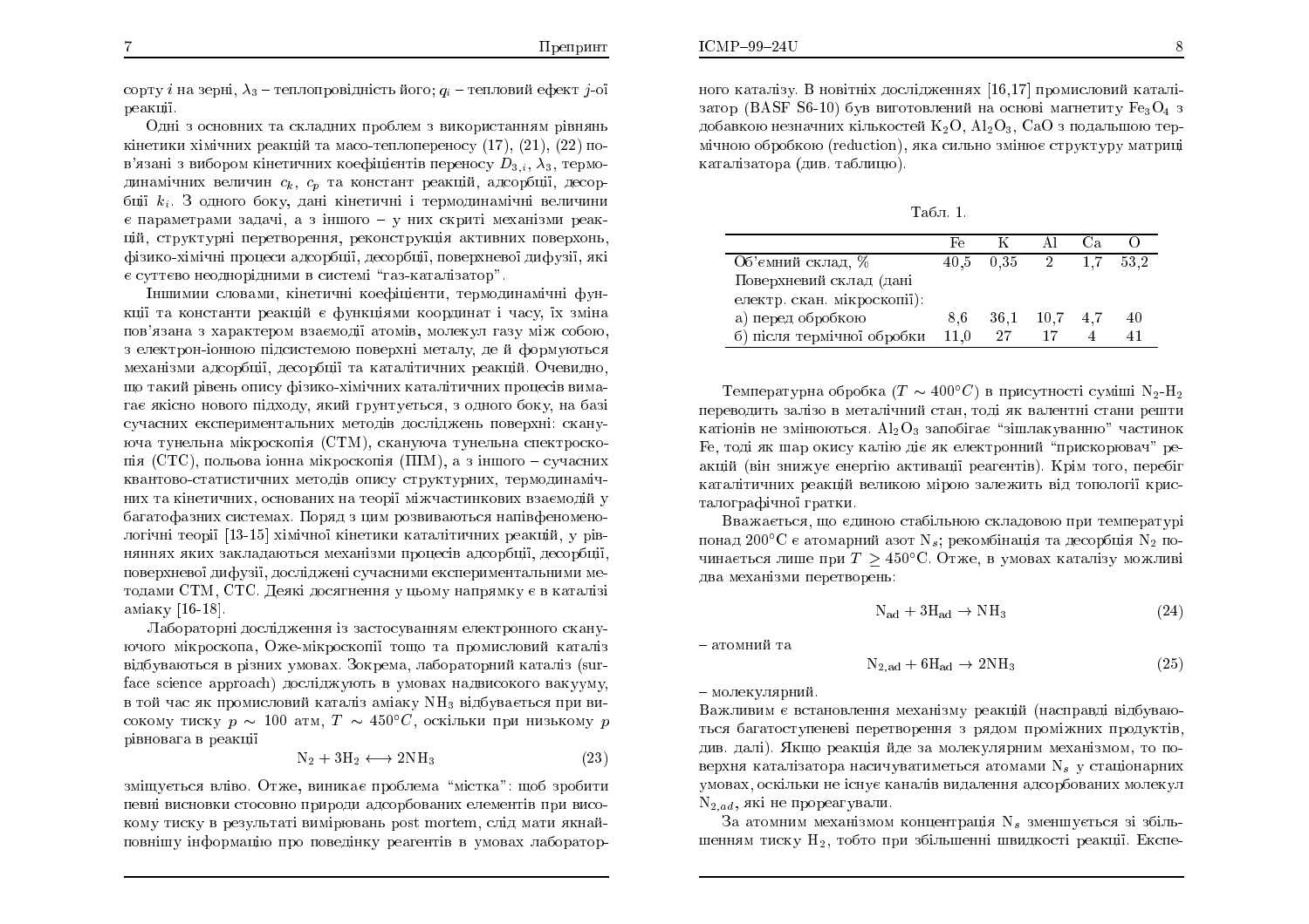сорту $i$ на зерні, $\lambda_3$ – теплопровідність його; $q_i$ – тепловий ефект $j$-ої реакції.

Одні з основних та складних проблем з використанням рівнянь кінетики хімічних реакцій та масо-теплопереносу (17), (21), (22) пов'язані з вибором кінетичних коефіцієнтів переносу $D_{3,i}$, $\lambda_3$, термодинамічних величин $c_k$, $c_p$ та констант реакцій, адсорбції, десорбції $k_i$. З одного боку, дані кінетичні і термодинамічні величини є параметрами задачі, а з іншого – у них скриті механізми реакцій, структурні перетворення, реконструкція активних поверхонь, фізико-хімічні процеси адсорбції, десорбції, поверхневої дифузії, які є суттєво неоднорідними в системі "газ-каталізатор".

Іншими словами, кінетичні коефіцієнти, термодинамічні функції та константи реакцій є функціями координат і часу, їх зміна пов'язана з характером взаємодії атомів, молекул газу між собою, з електрон-іонною підсистемою поверхні металу, де й формуються механізми адсорбції, десорбції та каталітичних реакцій. Очевидно, що такий рівень опису фізико-хімічних каталітичних процесів вимагає якісно нового підходу, який грунтується, з одного боку, на базі сучасних експериментальних методів досліджень поверхні: скануюча тунельна мікроскопія (СТМ), скануюча тунельна спектроскопія (СТС), польова іонна мікроскопія (ПІМ), а з іншого – сучасних квантово-статистичних методів опису структурних, термодинамічних та кінетичних, основаних на теорії міжчастинкових взаємодій у багатофазних системах. Поряд з цим розвиваються напівфеноменологічні теорії [13-15] хімічної кінетики каталітичних реакцій, у рівняннях яких закладаються механізми процесів адсорбції, десорбції, поверхневої дифузії, досліджені сучасними експериментальними методами СТМ, СТС. Деякі досягнення у цьому напрямку є в каталізі аміаку [16-18].

Лабораторні дослідження із застосуванням електронного скануючого мікроскопа, Оже-мікроскопії тощо та промисловий каталіз відбуваються в різних умовах. Зокрема, лабораторний каталіз (surface science approach) досліджують в умовах надвисокого вакууму, в той час як промисловий каталіз аміаку $NH_3$ відбувається при високому тиску $p \sim 100$ атм, $T \sim 450°C$, оскільки при низькому $p$ рівновага в реакції

$$N_2 + 3H_2 \longleftrightarrow 2NH_3 \tag{23}$$

зміщується вліво. Отже, виникає проблема "містка": щоб зробити певні висновки стосовно природи адсорбованих елементів при високому тиску в результаті вимірювань post mortem, слід мати якнайповнішу інформацію про поведінку реагентів в умовах лабораторного каталізу. В новітніх дослідженнях [16,17] промисловий каталізатор (BASF S6-10) був виготовлений на основі магнетиту $Fe_3O_4$ з добавкою незначних кількостей $K_2O$, $Al_2O_3$, $CaO$ з подальшою термічною обробкою (reduction), яка сильно змінює структуру матриці каталізатора (див. таблицю).

Табл. 1.

| | Fe | K | Al | Ca | O |
|---|---|---|---|---|---|
| Об'ємний склад, % | 40,5 | 0,35 | 2 | 1,7 | 53,2 |
| Поверхневий склад (дані електр. скан. мікроскопії): | | | | | |
| а) перед обробкою | 8,6 | 36,1 | 10,7 | 4,7 | 40 |
| б) після термічної обробки | 11,0 | 27 | 17 | 4 | 41 |

Температурна обробка ($T \sim 400°C$) в присутності суміші $N_2$-$H_2$ переводить залізо в металічний стан, тоді як валентні стани решти катіонів не змінюються. $Al_2O_3$ запобігає "зішлакуванню" частинок Fe, тоді як шар окису калію діє як електронний "прискорювач" реакцій (він знижує енергію активації реагентів). Крім того, перебіг каталітичних реакцій великою мірою залежить від топології кристалографічної гратки.

Вважається, що єдиною стабільною складовою при температурі понад 200°C є атомарний азот $N_s$; рекомбінація та десорбція $N_2$ починається лише при $T \geq 450°C$. Отже, в умовах каталізу можливі два механізми перетворень:

$$N_{ad} + 3H_{ad} \rightarrow NH_3 \tag{24}$$

– атомний та

$$N_{2,ad} + 6H_{ad} \rightarrow 2NH_3 \tag{25}$$

– молекулярний.

Важливим є встановлення механізму реакцій (насправді відбуваються багатоступеневі перетворення з рядом проміжних продуктів, див. далі). Якщо реакція йде за молекулярним механізмом, то поверхня каталізатора насичуватиметься атомами $N_s$ у стаціонарних умовах, оскільки не існує каналів видалення адсорбованих молекул $N_{2,ad}$, які не прореагували.

За атомним механізмом концентрація $N_s$ зменшується зі збільшенням тиску $H_2$, тобто при збільшенні швидкості реакції. Експе-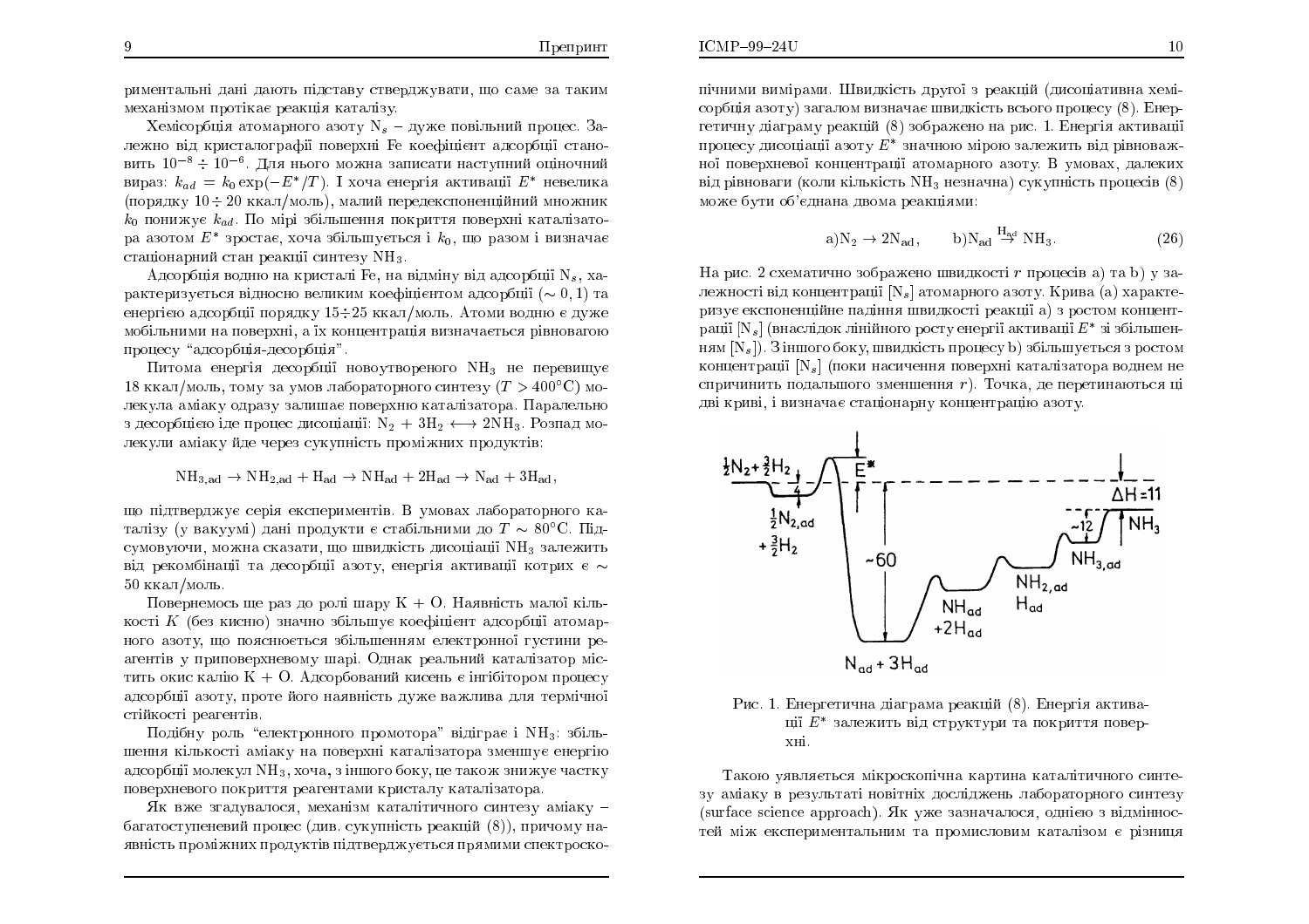риментальні дані дають підставу стверджувати, що саме за таким механізмом протікає реакція каталізу.

Хемісорбція атомарного азоту $N_s$ – дуже повільний процес. Залежно від кристалографії поверхні Fe коефіцієнт адсорбції становить $10^{-8} \div 10^{-6}$. Для нього можна записати наступний оціночний вираз: $k_{ad} = k_0 \exp(-E^*/T)$. І хоча енергія активації $E^*$ невелика (порядку $10 \div 20$ ккал/моль), малий передекспоненційний множник $k_0$ понижує $k_{ad}$. По мірі збільшення покриття поверхні каталізатора азотом $E^*$ зростає, хоча збільшується і $k_0$, що разом і визначає стаціонарний стан реакції синтезу $NH_3$.

Адсорбція водню на кристалі Fe, на відміну від адсорбції $N_s$, характеризується відносно великим коефіцієнтом адсорбції ($\sim 0,1$) та енергією адсорбції порядку $15 \div 25$ ккал/моль. Атоми водню є дуже мобільними на поверхні, а їх концентрація визначається рівновагою процесу "адсорбція-десорбція".

Питома енергія десорбції новоутвореного $NH_3$ не перевищує 18 ккал/моль, тому за умов лабораторного синтезу ($T > 400^\circ$C) молекула аміаку одразу залишає поверхню каталізатора. Паралельно з десорбцією іде процес дисоціації: $N_2 + 3H_2 \longleftrightarrow 2NH_3$. Розпад молекули аміаку йде через сукупність проміжних продуктів:

$$NH_{3,ad} \rightarrow NH_{2,ad} + H_{ad} \rightarrow NH_{ad} + 2H_{ad} \rightarrow N_{ad} + 3H_{ad},$$

що підтверджує серія експериментів. В умовах лабораторного каталізу (у вакуумі) дані продукти є стабільними до $T \sim 80^\circ$C. Підсумовуючи, можна сказати, що швидкість дисоціації $NH_3$ залежить від рекомбінації та десорбції азоту, енергія активації котрих є $\sim 50$ ккал/моль.

Повернемось ще раз до ролі шару K + O. Наявність малої кількості $K$ (без кисню) значно збільшує коефіцієнт адсорбції атомарного азоту, що пояснюється збільшенням електронної густини реагентів у приповерхневому шарі. Однак реальний каталізатор містить окис калію K + O. Адсорбований кисень є інгібітором процесу адсорбції азоту, проте його наявність дуже важлива для термічної стійкості реагентів.

Подібну роль "електронного промотора" відіграє і $NH_3$: збільшення кількості аміаку на поверхні каталізатора зменшує енергію адсорбції молекул $NH_3$, хоча, з іншого боку, це також знижує частку поверхневого покриття реагентами кристалу каталізатора.

Як вже згадувалося, механізм каталітичного синтезу аміаку – багатоступеневий процес (див. сукупність реакцій (8)), причому наявність проміжних продуктів підтверджується прямими спектроскопічними вимірами. Швидкість другої з реакцій (дисоціативна хемісорбція азоту) загалом визначає швидкість всього процесу (8). Енергетичну діаграму реакцій (8) зображено на рис. 1. Енергія активації процесу дисоціації азоту $E^*$ значною мірою залежить від рівноважної поверхневої концентрації атомарного азоту. В умовах, далеких від рівноваги (коли кількість $NH_3$ незначна) сукупність процесів (8) може бути об'єднана двома реакціями:

$$\text{a)} N_2 \rightarrow 2N_{ad}, \qquad \text{b)} N_{ad} \overset{H_{ad}}{\rightarrow} NH_3. \tag{26}$$

На рис. 2 схематично зображено швидкості $r$ процесів a) та b) у залежності від концентрації $[N_s]$ атомарного азоту. Крива (a) характеризує експоненційне падіння швидкості реакції a) з ростом концентрації $[N_s]$ (внаслідок лінійного росту енергії активації $E^*$ зі збільшенням $[N_s]$). З іншого боку, швидкість процесу b) збільшується з ростом концентрації $[N_s]$ (поки насичення поверхні каталізатора воднем не спричинить подальшого зменшення $r$). Точка, де перетинаються ці дві криві, і визначає стаціонарну концентрацію азоту.

Рис. 1. Енергетична діаграма реакцій (8). Енергія активації $E^*$ залежить від структури та покриття поверхні.

Такою уявляється мікроскопічна картина каталітичного синтезу аміаку в результаті новітніх досліджень лабораторного синтезу (surface science approach). Як уже зазначалося, однією з відмінностей між експериментальним та промисловим каталізом є різниця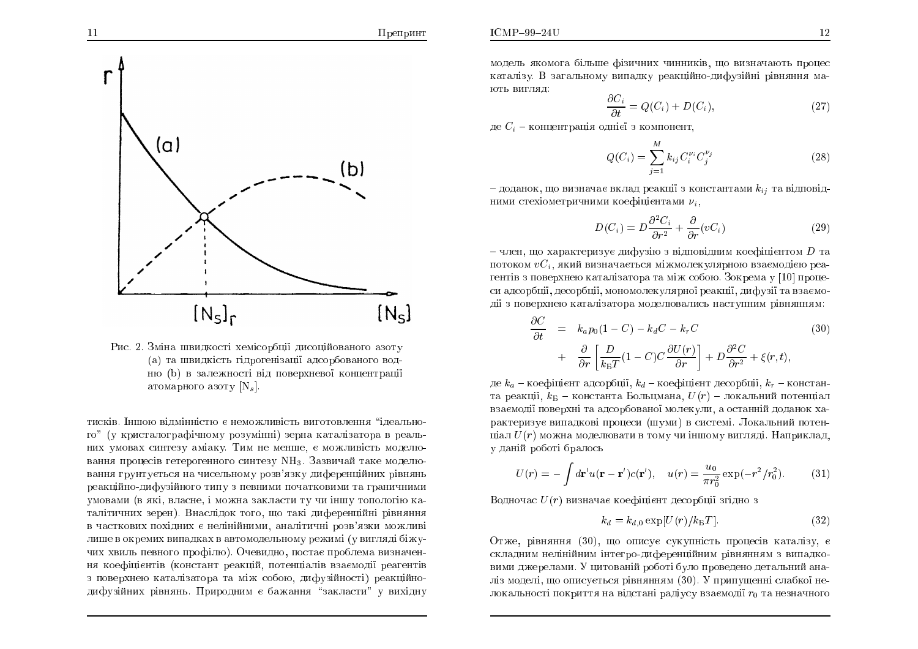Рис. 2. Зміна швидкості хемісорбції дисоційованого азоту (a) та швидкість гідрогенізації адсорбованого водню (b) в залежності від поверхневої концентрації атомарного азоту $[\mathrm{N}_s]$.

тисків. Іншою відмінністю є неможливість виготовлення "ідеального" (у кристалографічному розумінні) зерна каталізатора в реальних умовах синтезу аміаку. Тим не менше, є можливість моделювання процесів гетерогенного синтезу $NH_3$. Зазвичай таке моделювання грунтується на чисельному розв'язку диференційних рівнянь реакційно-дифузійного типу з певними початковими та граничними умовами (в які, власне, і можна закласти ту чи іншу топологію каталітичних зерен). Внаслідок того, що такі диференційні рівняння в часткових похідних є нелінійними, аналітичні розв'язки можливі лише в окремих випадках в автомодельному режимі (у вигляді біжучих хвиль певного профілю). Очевидно, постає проблема визначення коефіцієнтів (констант реакцій, потенціалів взаємодії реагентів з поверхнею каталізатора та між собою, дифузійності) реакційно-дифузійних рівнянь. Природним є бажання "закласти" у вихідну модель якомога більше фізичних чинників, що визначають процес каталізу. В загальному випадку реакційно-дифузійні рівняння мають вигляд:

$$\frac{\partial C_i}{\partial t} = Q(C_i) + D(C_i), \tag{27}$$

де $C_i$ – концентрація однієї з компонент,

$$Q(C_i) = \sum_{j=1}^{M} k_{ij} C_i^{\nu_i} C_j^{\nu_j} \tag{28}$$

– доданок, що визначає вклад реакції з константами $k_{ij}$ та відповідними стехіометричними коефіцієнтами $\nu_i$,

$$D(C_i) = D\frac{\partial^2 C_i}{\partial r^2} + \frac{\partial}{\partial r}(vC_i) \tag{29}$$

– член, що характеризує дифузію з відповідним коефіцієнтом $D$ та потоком $vC_i$, який визначається міжмолекулярною взаємодією реагентів з поверхнею каталізатора та між собою. Зокрема у [10] процеси адсорбції, десорбції, мономолекулярної реакції, дифузії та взаємодії з поверхнею каталізатора моделювались наступним рівнянням:

$$\begin{aligned}\frac{\partial C}{\partial t} &= k_a p_0 (1-C) - k_d C - k_r C \\ &+ \frac{\partial}{\partial r}\left[\frac{D}{k_Б T}(1-C)C\frac{\partial U(r)}{\partial r}\right] + D\frac{\partial^2 C}{\partial r^2} + \xi(r,t),\end{aligned} \tag{30}$$

де $k_a$ – коефіцієнт адсорбції, $k_d$ – коефіцієнт десорбції, $k_r$ – константа реакції, $k_Б$ – константа Больцмана, $U(r)$ – локальний потенціал взаємодії поверхні та адсорбованої молекули, а останній доданок характеризує випадкові процеси (шуми) в системі. Локальний потенціал $U(r)$ можна моделювати в тому чи іншому вигляді. Наприклад, у даній роботі бралось

$$U(r) = -\int d\mathbf{r}' u(\mathbf{r}-\mathbf{r}')c(\mathbf{r}'), \quad u(r) = \frac{u_0}{\pi r_0^2}\exp(-r^2/r_0^2). \tag{31}$$

Водночас $U(r)$ визначає коефіцієнт десорбції згідно з

$$k_d = k_{d,0}\exp[U(r)/k_Б T]. \tag{32}$$

Отже, рівняння (30), що описує сукупність процесів каталізу, є складним нелінійним інтегро-диференційним рівнянням з випадковими джерелами. У цитованій роботі було проведено детальний аналіз моделі, що описується рівнянням (30). У припущенні слабкої нелокальності покриття на відстані радіусу взаємодії $r_0$ та незначного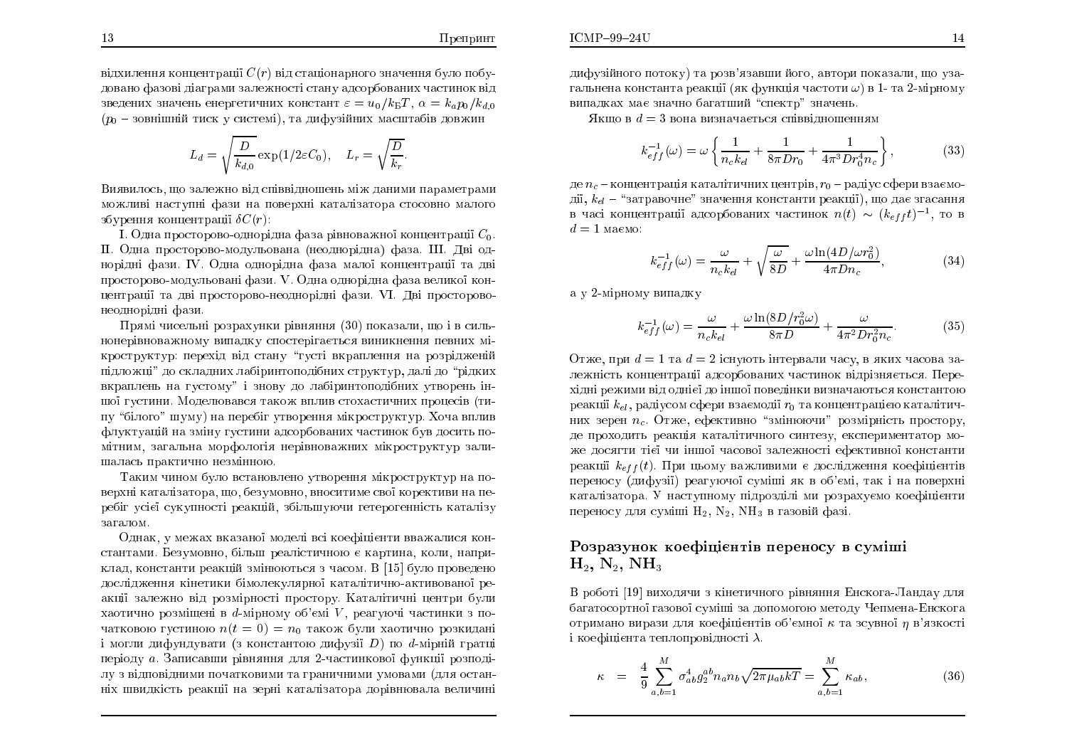відхилення концентрації $C(r)$ від стаціонарного значення було побудовано фазові діаграми залежності стану адсорбованих частинок від зведених значень енергетичних констант $\varepsilon = u_0/k_Б T$, $\alpha = k_a p_0/k_{d,0}$ ($p_0$ – зовнішній тиск у системі), та дифузійних масштабів довжин

$$L_d = \sqrt{\frac{D}{k_{d,0}}}\exp(1/2\varepsilon C_0), \quad L_r = \sqrt{\frac{D}{k_r}}.$$

Виявилось, що залежно від співвідношень між даними параметрами можливі наступні фази на поверхні каталізатора стосовно малого збурення концентрації $\delta C(r)$:

I. Одна просторово-однорідна фаза рівноважної концентрації $C_0$. II. Одна просторово-модульована (неоднорідна) фаза. III. Дві однорідні фази. IV. Одна однорідна фаза малої концентрації та дві просторово-модульовані фази. V. Одна однорідна фаза великої концентрації та дві просторово-неоднорідні фази. VI. Дві просторово-неоднорідні фази.

Прямі чисельні розрахунки рівняння (30) показали, що і в сильнонерівноважному випадку спостерігається виникнення певних мікроструктур: перехід від стану "густі вкраплення на розрідженій підложці" до складних лабіринтоподібних структур, далі до "рідких вкраплень на густому" і знову до лабіринтоподібних утворень іншої густини. Моделювався також вплив стохастичних процесів (типу "білого" шуму) на перебіг утворення мікроструктур. Хоча вплив флуктуацій на зміну густини адсорбованих частинок був досить помітним, загальна морфологія нерівноважних мікроструктур залишалась практично незмінною.

Таким чином було встановлено утворення мікроструктур на поверхні каталізатора, що, безумовно, вноситиме свої корективи на перебіг усієї сукупності реакцій, збільшуючи гетерогенність каталізу загалом.

Однак, у межах вказаної моделі всі коефіцієнти вважалися константами. Безумовно, більш реалістичною є картина, коли, наприклад, константи реакцій змінюються з часом. В [15] було проведено дослідження кінетики бімолекулярної каталітично-активованої реакції залежно від розмірності простору. Каталітичні центри були хаотично розміщені в $d$-мірному об'ємі $V$, реагуючі частинки з початковою густиною $n(t=0) = n_0$ також були хаотично розкидані і могли дифундувати (з константою дифузії $D$) по $d$-мірній ґратці періоду $a$. Записавши рівняння для 2-частинкової функції розподілу з відповідними початковими та граничними умовами (для останніх швидкість реакції на зерні каталізатора дорівнювала величині дифузійного потоку) та розв'язавши його, автори показали, що узагальнена константа реакції (як функція частоти $\omega$) в 1- та 2-мірному випадках має значно багатший "спектр" значень.

Якщо в $d = 3$ вона визначається співвідношенням

$$k_{eff}^{-1}(\omega) = \omega\left\{\frac{1}{n_c k_{el}} + \frac{1}{8\pi D r_0} + \frac{1}{4\pi^3 D r_0^4 n_c}\right\}, \tag{33}$$

де $n_c$ – концентрація каталітичних центрів, $r_0$ – радіус сфери взаємодії, $k_{el}$ – "затравочне" значення константи реакції), що дає згасання в часі концентрації адсорбованих частинок $n(t) \sim (k_{eff}t)^{-1}$, то в $d = 1$ маємо:

$$k_{eff}^{-1}(\omega) = \frac{\omega}{n_c k_{el}} + \sqrt{\frac{\omega}{8D}} + \frac{\omega \ln(4D/\omega r_0^2)}{4\pi D n_c}, \tag{34}$$

а у 2-мірному випадку

$$k_{eff}^{-1}(\omega) = \frac{\omega}{n_c k_{el}} + \frac{\omega \ln(8D/r_0^2\omega)}{8\pi D} + \frac{\omega}{4\pi^2 D r_0^2 n_c}. \tag{35}$$

Отже, при $d = 1$ та $d = 2$ існують інтервали часу, в яких часова залежність концентрації адсорбованих частинок відрізняється. Перехідні режими від однієї до іншої поведінки визначаються константою реакції $k_{el}$, радіусом сфери взаємодії $r_0$ та концентрацією каталітичних зерен $n_c$. Отже, ефективно "змінюючи" розмірність простору, де проходить реакція каталітичного синтезу, експериментатор може досягти тієї чи іншої часової залежності ефективної константи реакції $k_{eff}(t)$. При цьому важливими є дослідження коефіцієнтів переносу (дифузії) реагуючої суміші як в об'ємі, так і на поверхні каталізатора. У наступному підрозділі ми розрахуємо коефіцієнти переносу для суміші $H_2$, $N_2$, $NH_3$ в газовій фазі.

## Розразунок коефіцієнтів переносу в суміші $H_2$, $N_2$, $NH_3$

В роботі [19] виходячи з кінетичного рівняння Енскога-Ландау для багатосортної газової суміші за допомогою методу Чепмена-Енскога отримано вирази для коефіцієнтів об'ємної $\kappa$ та зсувної $\eta$ в'язкості і коефіцієнта теплопровідності $\lambda$.

$$\kappa = \frac{4}{9}\sum_{a,b=1}^{M}\sigma_{ab}^4 g_2^{ab} n_a n_b \sqrt{2\pi\mu_{ab}kT} = \sum_{a,b=1}^{M}\kappa_{ab}, \tag{36}$$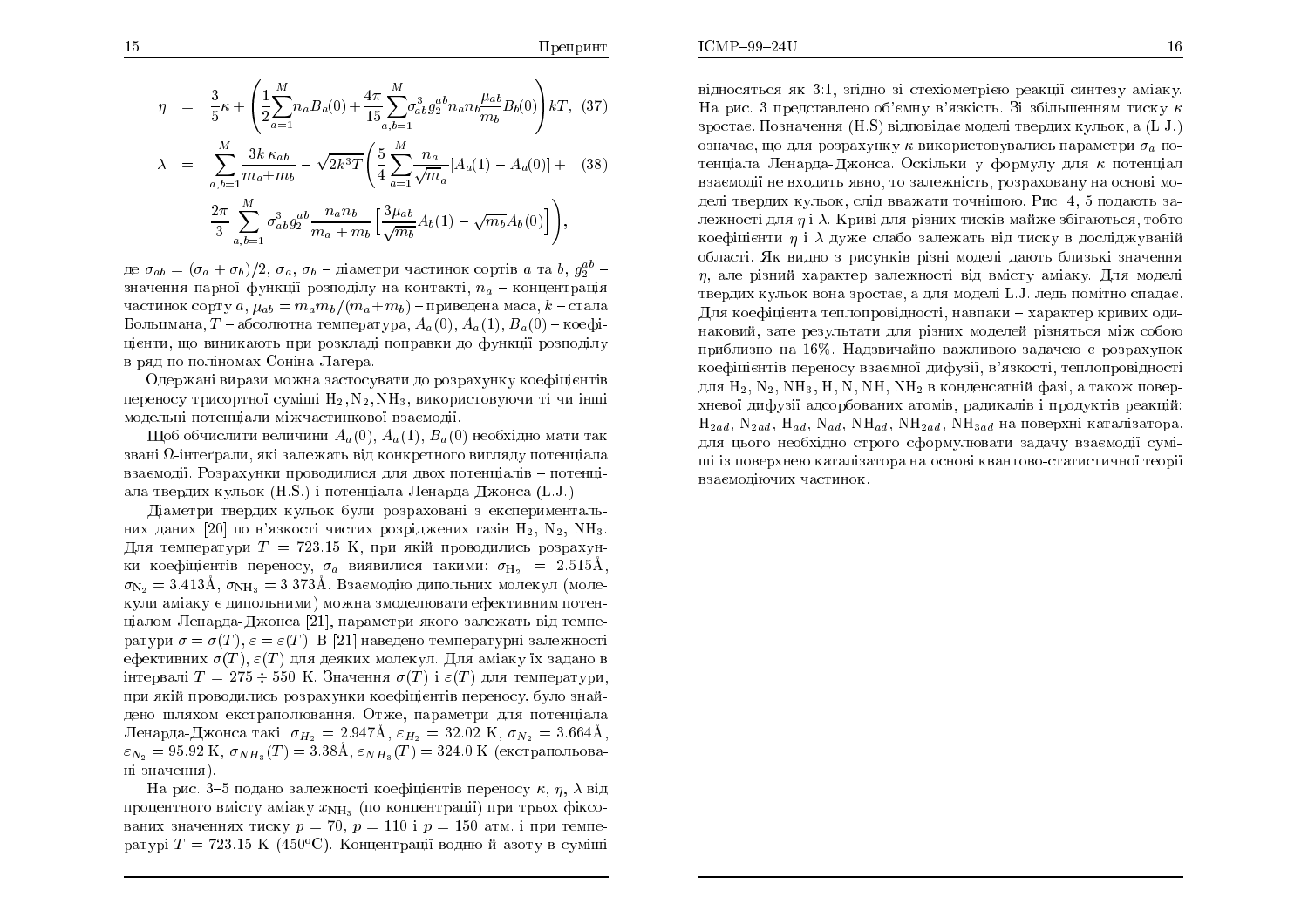$$
\eta = \frac{3}{5}\kappa + \left(\frac{1}{2}\sum_{a=1}^{M} n_a B_a(0) + \frac{4\pi}{15}\sum_{a,b=1}^{M}\sigma_{ab}^3 g_2^{ab} n_a n_b \frac{\mu_{ab}}{m_b} B_b(0)\right) kT, \quad (37)
$$

$$
\lambda = \sum_{a,b=1}^{M} \frac{3k\,\kappa_{ab}}{m_a + m_b} - \sqrt{2k^3 T}\left(\frac{5}{4}\sum_{a=1}^{M}\frac{n_a}{\sqrt{m}_a}[A_a(1) - A_a(0)] + \right. \quad (38)
$$

$$
\left. \frac{2\pi}{3}\sum_{a,b=1}^{M}\sigma_{ab}^3 g_2^{ab}\frac{n_a n_b}{m_a + m_b}\left[\frac{3\mu_{ab}}{\sqrt{m_b}}A_b(1) - \sqrt{m_b}A_b(0)\right]\right),
$$

де $\sigma_{ab} = (\sigma_a + \sigma_b)/2$, $\sigma_a$, $\sigma_b$ – діаметри частинок сортів $a$ та $b$, $g_2^{ab}$ – значення парної функції розподілу на контакті, $n_a$ – концентрація частинок сорту $a$, $\mu_{ab} = m_a m_b/(m_a + m_b)$ – приведена маса, $k$ – стала Больцмана, $T$ – абсолютна температура, $A_a(0)$, $A_a(1)$, $B_a(0)$ – коефіцієнти, що виникають при розкладі поправки до функції розподілу в ряд по поліномах Соніна-Лагера.

Одержані вирази можна застосувати до розрахунку коефіцієнтів переносу трисортної суміші $H_2, N_2, NH_3$, використовуючи ті чи інші модельні потенціали міжчастинкової взаємодії.

Щоб обчислити величини $A_a(0)$, $A_a(1)$, $B_a(0)$ необхідно мати так звані $\Omega$-інтеґрали, які залежать від конкретного вигляду потенціала взаємодії. Розрахунки проводилися для двох потенціалів – потенціала твердих кульок (H.S.) і потенціала Ленарда-Джонса (L.J.).

Діаметри твердих кульок були розраховані з експериментальних даних [20] по в'язкості чистих розріджених газів $H_2$, $N_2$, $NH_3$. Для температури $T = 723.15$ K, при якій проводились розрахунки коефіцієнтів переносу, $\sigma_a$ виявилися такими: $\sigma_{H_2} = 2.515$Å, $\sigma_{N_2} = 3.413$Å, $\sigma_{NH_3} = 3.373$Å. Взаємодію дипольних молекул (молекули аміаку є дипольними) можна змоделювати ефективним потенціалом Ленарда-Джонса [21], параметри якого залежать від температури $\sigma = \sigma(T)$, $\varepsilon = \varepsilon(T)$. В [21] наведено температурні залежності ефективних $\sigma(T)$, $\varepsilon(T)$ для деяких молекул. Для аміаку їх задано в інтервалі $T = 275 \div 550$ K. Значення $\sigma(T)$ і $\varepsilon(T)$ для температури, при якій проводились розрахунки коефіцієнтів переносу, було знайдено шляхом екстраполювання. Отже, параметри для потенціала Ленарда-Джонса такі: $\sigma_{H_2} = 2.947$Å, $\varepsilon_{H_2} = 32.02$ K, $\sigma_{N_2} = 3.664$Å, $\varepsilon_{N_2} = 95.92$ K, $\sigma_{NH_3}(T) = 3.38$Å, $\varepsilon_{NH_3}(T) = 324.0$ K (екстрапольовані значення).

На рис. 3–5 подано залежності коефіцієнтів переносу $\kappa$, $\eta$, $\lambda$ від процентного вмісту аміаку $x_{NH_3}$ (по концентрації) при трьох фіксованих значеннях тиску $p = 70$, $p = 110$ і $p = 150$ атм. і при температурі $T = 723.15$ K (450°C). Концентрації водню й азоту в суміші відносяться як 3:1, згідно зі стехіометрією реакції синтезу аміаку. На рис. 3 представлено об'ємну в'язкість. Зі збільшенням тиску $\kappa$ зростає. Позначення (H.S) відповідає моделі твердих кульок, а (L.J.) означає, що для розрахунку $\kappa$ використовувались параметри $\sigma_a$ потенціала Ленарда-Джонса. Оскільки у формулу для $\kappa$ потенціал взаємодії не входить явно, то залежність, розрахована на основі моделі твердих кульок, слід вважати точнішою. Рис. 4, 5 подають залежності для $\eta$ і $\lambda$. Криві для різних тисків майже збігаються, тобто коефіцієнти $\eta$ і $\lambda$ дуже слабо залежать від тиску в досліджуваній області. Як видно з рисунків різні моделі дають близькі значення $\eta$, але різний характер залежності від вмісту аміаку. Для моделі твердих кульок вона зростає, а для моделі L.J. ледь помітно спадає. Для коефіцієнта теплопровідності, навпаки – характер кривих однаковий, зате результати для різних моделей різняться між собою приблизно на 16%. Надзвичайно важливою задачею є розрахунок коефіцієнтів переносу взаємної дифузії, в'язкості, теплопровідності для $H_2$, $N_2$, $NH_3$, H, N, NH, $NH_2$ в конденсатній фазі, а також поверхневої дифузії адсорбованих атомів, радикалів і продуктів реакцій: $H_{2ad}$, $N_{2ad}$, $H_{ad}$, $N_{ad}$, $NH_{ad}$, $NH_{2ad}$, $NH_{3ad}$ на поверхні каталізатора. для цього необхідно строго сформулювати задачу взаємодії суміші із поверхнею каталізатора на основі квантово-статистичної теорії взаємодіючих частинок.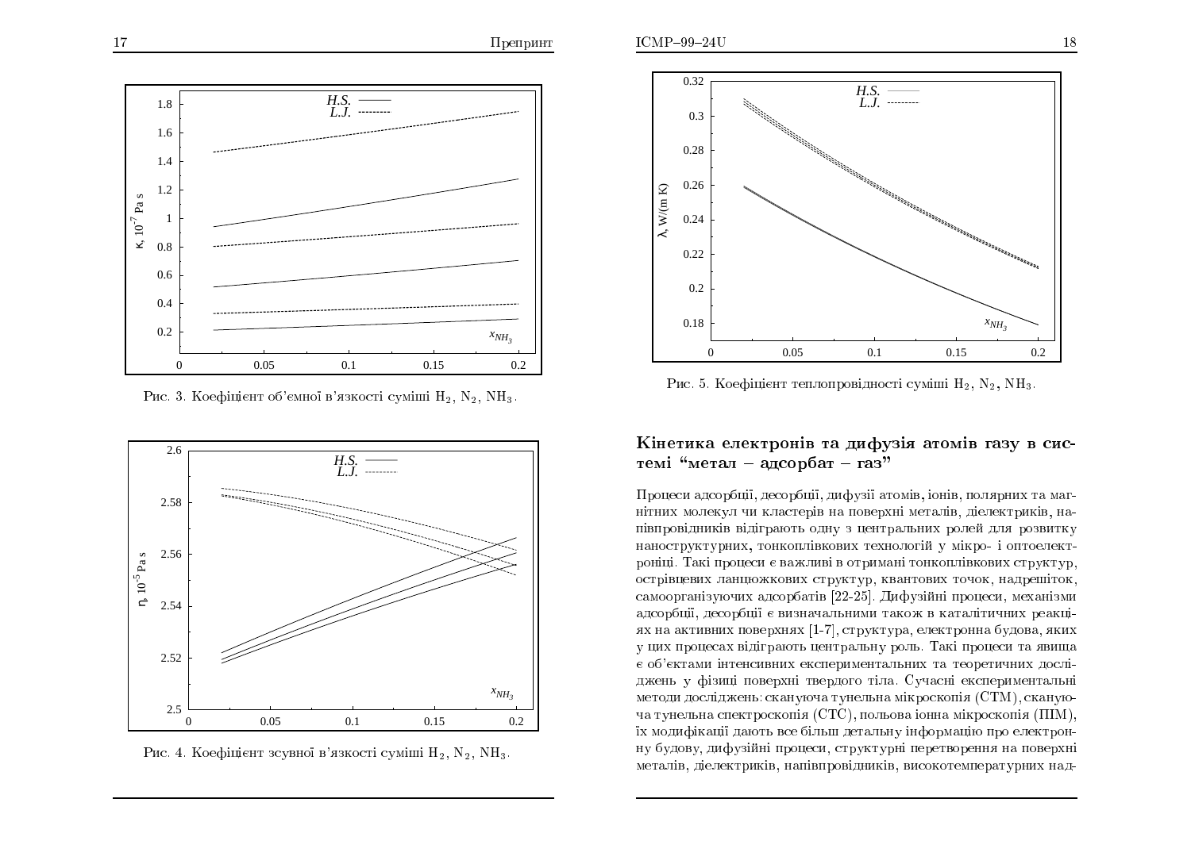Рис. 3. Коефіцієнт об'ємної в'язкості суміші $H_2$, $N_2$, $NH_3$.

Рис. 4. Коефіцієнт зсувної в'язкості суміші $H_2$, $N_2$, $NH_3$.

Рис. 5. Коефіцієнт теплопровідності суміші $H_2$, $N_2$, $NH_3$.

## Кінетика електронів та дифузія атомів газу в системі "метал – адсорбат – газ"

Процеси адсорбції, десорбції, дифузії атомів, іонів, полярних та магнітних молекул чи кластерів на поверхні металів, діелектриків, напівпровідників відіграють одну з центральних ролей для розвитку наноструктурних, тонкоплівкових технологій у мікро- і оптоелектроніці. Такі процеси є важливі в отримані тонкоплівкових структур, острівцевих ланцюжкових структур, квантових точок, надрешіток, самоорганізуючих адсорбатів [22-25]. Дифузійні процеси, механізми адсорбції, десорбції є визначальними також в каталітичних реакціях на активних поверхнях [1-7], структура, електронна будова, яких у цих процесах відіграють центральну роль. Такі процеси та явища є об'єктами інтенсивних експериментальних та теоретичних досліджень у фізиці поверхні твердого тіла. Сучасні експериментальні методи досліджень: скануюча тунельна мікроскопія (СТМ), скануюча тунельна спектроскопія (СТС), польова іонна мікроскопія (ПІМ), їх модифікації дають все більш детальну інформацію про електронну будову, дифузійні процеси, структурні перетворення на поверхні металів, діелектриків, напівпровідників, високотемпературних над-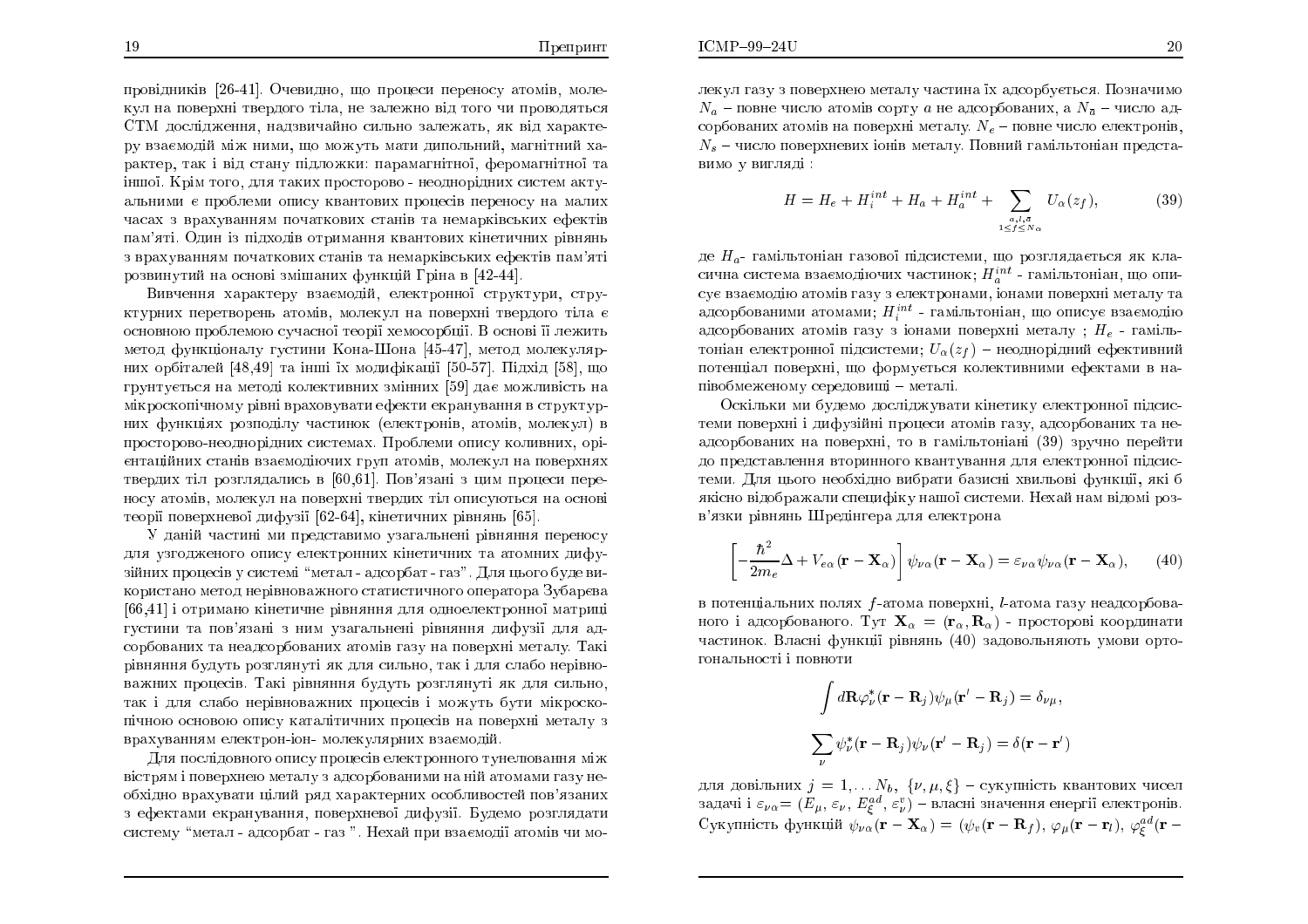провідників [26-41]. Очевидно, що процеси переносу атомів, молекул на поверхні твердого тіла, не залежно від того чи проводяться СТМ дослідження, надзвичайно сильно залежать, як від характеру взаємодій між ними, що можуть мати дипольний, магнітний характер, так і від стану підложки: парамагнітної, феромагнітної та іншої. Крім того, для таких просторово - неоднорідних систем актуальними є проблеми опису квантових процесів переносу на малих часах з врахуванням початкових станів та немарківських ефектів пам'яті. Один із підходів отримання квантових кінетичних рівнянь з врахуванням початкових станів та немарківських ефектів пам'яті розвинутий на основі змішаних функцій Гріна в [42-44].

Вивчення характеру взаємодій, електронної структури, структурних перетворень атомів, молекул на поверхні твердого тіла є основною проблемою сучасної теорії хемосорбції. В основі її лежить метод функціоналу густини Кона-Шона [45-47], метод молекулярних орбіталей [48,49] та інші їх модифікації [50-57]. Підхід [58], що грунтується на методі колективних змінних [59] дає можливість на мікроскопічному рівні враховувати ефекти екранування в структурних функціях розподілу частинок (електронів, атомів, молекул) в просторово-неоднорідних системах. Проблеми опису коливних, орієнтаційних станів взаємодіючих груп атомів, молекул на поверхнях твердих тіл розглядались в [60,61]. Пов'язані з цим процеси переносу атомів, молекул на поверхні твердих тіл описуються на основі теорії поверхневої дифузії [62-64], кінетичних рівнянь [65].

У даній частині ми представимо узагальнені рівняння переносу для узгодженого опису електронних кінетичних та атомних дифузійних процесів у системі "метал - адсорбат - газ". Для цього буде використано метод нерівноважного статистичного оператора Зубарева [66,41] і отримано кінетичне рівняння для одноелектронної матриці густини та пов'язані з ним узагальнені рівняння дифузії для адсорбованих та неадсорбованих атомів газу на поверхні металу. Такі рівняння будуть розглянуті як для сильно, так і для слабо нерівноважних процесів. Такі рівняння будуть розглянуті як для сильно, так і для слабо нерівноважних процесів і можуть бути мікроскопічною основою опису каталітичних процесів на поверхні металу з врахуванням електрон-іон- молекулярних взаємодій.

Для послідовного опису процесів електронного тунелювання між вістрям і поверхнею металу з адсорбованими на ній атомами газу необхідно врахувати цілий ряд характерних особливостей пов'язаних з ефектами екранування, поверхневої дифузії. Будемо розглядати систему "метал - адсорбат - газ ". Нехай при взаємодії атомів чи молекул газу з поверхнею металу частина їх адсорбується. Позначимо $N_a$ – повне число атомів сорту $a$ не адсорбованих, а $N_{\overline{a}}$ – число адсорбованих атомів на поверхні металу. $N_e$ – повне число електронів, $N_s$ – число поверхневих іонів металу. Повний гамільтоніан представимо у вигляді :

$$H = H_e + H_i^{int} + H_a + H_a^{int} + \sum_{\substack{a,l,\overline{a} \\ 1\leq f\leq N_\alpha}} U_\alpha(z_f), \tag{39}$$

де $H_a$- гамільтоніан газової підсистеми, що розглядається як класична система взаємодіючих частинок; $H_a^{int}$ - гамільтоніан, що описує взаємодію атомів газу з електронами, іонами поверхні металу та адсорбованими атомами; $H_i^{int}$ - гамільтоніан, що описує взаємодію адсорбованих атомів газу з іонами поверхні металу ; $H_e$ - гамільтоніан електронної підсистеми; $U_\alpha(z_f)$ – неоднорідний ефективний потенціал поверхні, що формується колективними ефектами в напівобмеженому середовищі – металі.

Оскільки ми будемо досліджувати кінетику електронної підсистеми поверхні і дифузійні процеси атомів газу, адсорбованих та неадсорбованих на поверхні, то в гамільтоніані (39) зручно перейти до представлення вторинного квантування для електронної підсистеми. Для цього необхідно вибрати базисні хвильові функції, які б якісно відображали специфіку нашої системи. Нехай нам відомі розв'язки рівнянь Шредінгера для електрона

$$\left[-\frac{\hbar^2}{2m_e}\Delta + V_{e\alpha}(\mathbf{r}-\mathbf{X}_\alpha)\right]\psi_{\nu\alpha}(\mathbf{r}-\mathbf{X}_\alpha) = \varepsilon_{\nu\alpha}\psi_{\nu\alpha}(\mathbf{r}-\mathbf{X}_\alpha), \tag{40}$$

в потенціальних полях $f$-атома поверхні, $l$-атома газу неадсорбованого і адсорбованого. Тут $\mathbf{X}_\alpha = (\mathbf{r}_\alpha, \mathbf{R}_\alpha)$ - просторові координати частинок. Власні функції рівнянь (40) задовольняють умови ортогональності і повноти

$$\int d\mathbf{R}\varphi_\nu^*(\mathbf{r}-\mathbf{R}_j)\psi_\mu(\mathbf{r}'-\mathbf{R}_j) = \delta_{\nu\mu},$$

$$\sum_\nu \psi_\nu^*(\mathbf{r}-\mathbf{R}_j)\psi_\nu(\mathbf{r}'-\mathbf{R}_j) = \delta(\mathbf{r}-\mathbf{r}')$$

для довільних $j = 1,\ldots N_b$, $\{\nu,\mu,\xi\}$ – сукупність квантових чисел задачі і $\varepsilon_{\nu\alpha}= (E_\mu, \varepsilon_\nu, E_\xi^{ad}, \varepsilon_\nu^v)$ – власні значення енергії електронів. Сукупність функцій $\psi_{\nu\alpha}(\mathbf{r}-\mathbf{X}_\alpha) = (\psi_v(\mathbf{r}-\mathbf{R}_f)$, $\varphi_\mu(\mathbf{r}-\mathbf{r}_l)$, $\varphi_\xi^{ad}(\mathbf{r}-$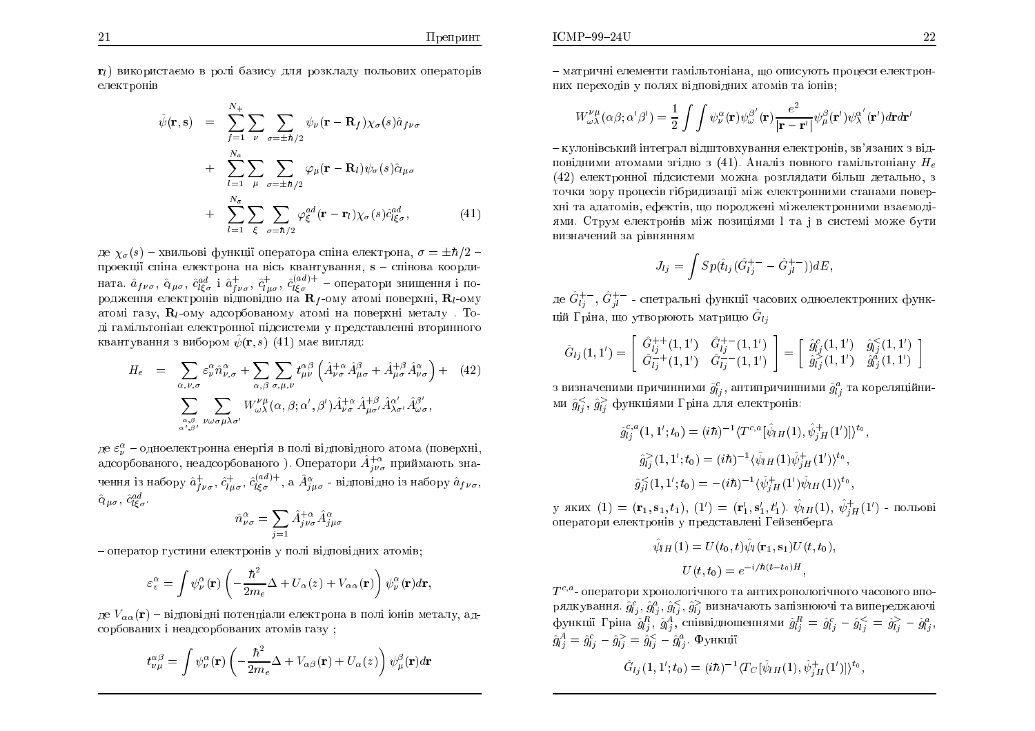$\mathbf{r}_l$) використаємо в ролі базису для розкладу польових операторів електронів

$$
\begin{aligned}
\hat{\psi}(\mathbf{r}, \mathbf{s}) &= \sum_{f=1}^{N_+} \sum_{\nu} \sum_{\sigma=\pm\hbar/2} \psi_\nu(\mathbf{r}-\mathbf{R}_f)\chi_\sigma(s)\hat{a}_{f\nu\sigma} \\
&+ \sum_{l=1}^{N_a} \sum_{\mu} \sum_{\sigma=\pm\hbar/2} \varphi_\mu(\mathbf{r}-\mathbf{R}_l)\psi_\sigma(s)\hat{c}_{l\mu\sigma} \\
&+ \sum_{l=1}^{N_a} \sum_{\xi} \sum_{\sigma=\hbar/2} \varphi_\xi^{ad}(\mathbf{r}-\mathbf{r}_l)\chi_\sigma(s)\hat{c}_{l\xi\sigma}^{ad},
\end{aligned}
\tag{41}
$$

де $\chi_\sigma(s)$ – хвильові функції оператора спіна електрона, $\sigma = \pm\hbar/2$ – проекції спіна електрона на вісь квантування, $\mathbf{s}$ – спінова координата. $\hat{a}_{f\nu\sigma}$, $\hat{c}_{l\mu\sigma}$, $\hat{c}_{l\xi\sigma}^{ad}$ і $\hat{a}_{f\nu\sigma}^+$, $\hat{c}_{l\mu\sigma}^+$, $\hat{c}_{l\xi\sigma}^{(ad)+}$ – оператори знищення і породження електронів відповідно на $\mathbf{R}_f$-ому атомі поверхні, $\mathbf{R}_l$-ому атомі газу, $\mathbf{R}_l$-ому адсорбованому атомі на поверхні металу . Тоді гамільтоніан електронної підсистеми у представленні вторинного квантування з вибором $\hat{\psi}(\mathbf{r}, s)$ (41) має вигляд:

$$
\begin{aligned}
H_e &= \sum_{\alpha,\nu,\sigma} \varepsilon_\nu^\alpha \hat{n}_{\nu,\sigma}^\alpha + \sum_{\alpha,\beta} \sum_{\sigma,\mu,\nu} t_{\mu\nu}^{\alpha\beta} \left( \hat{A}_{\nu\sigma}^{+\alpha} \hat{A}_{\mu\sigma}^\beta + \hat{A}_{\mu\sigma}^{+\beta} \hat{A}_{\nu\sigma}^\alpha \right) + \\
&\sum_{\substack{\alpha,\beta \\ \alpha',\beta'}} \sum_{\nu\omega\sigma\mu\lambda\sigma'} W_{\omega\lambda}^{\nu\mu}(\alpha,\beta;\alpha',\beta') \hat{A}_{\nu\sigma}^{+\alpha} \hat{A}_{\mu\sigma'}^{+\beta} \hat{A}_{\lambda\sigma'}^{\alpha'} \hat{A}_{\omega\sigma}^{\beta'},
\end{aligned}
\tag{42}
$$

де $\varepsilon_\nu^\alpha$ – одноелектронна енергія в полі відповідного атома (поверхні, адсорбованого, неадсорбованого ). Оператори $\hat{A}_{j\nu\sigma}^{+\alpha}$ приймають значення із набору $\hat{a}_{f\nu\sigma}^+$, $\hat{c}_{l\mu\sigma}^+$, $\hat{c}_{l\xi\sigma}^{(ad)+}$, а $\hat{A}_{j\mu\sigma}^\alpha$ - відповідно із набору $\hat{a}_{f\nu\sigma}$, $\hat{q}_{\mu\sigma}$, $\hat{c}_{l\xi\sigma}^{ad}$.

$$
\hat{n}_{\nu\sigma}^\alpha = \sum_{j=1} \hat{A}_{j\nu\sigma}^{+\alpha} \hat{A}_{j\mu\sigma}^\alpha
$$

– оператор густини електронів у полі відповідних атомів;

$$
\varepsilon_v^\alpha = \int \psi_\nu^\alpha(\mathbf{r}) \left( -\frac{\hbar^2}{2m_e}\Delta + U_\alpha(z) + V_{\alpha\alpha}(\mathbf{r}) \right) \psi_\nu^\alpha(\mathbf{r}) d\mathbf{r},
$$

де $V_{\alpha\alpha}(\mathbf{r})$ – відповідні потенціали електрона в полі іонів металу, адсорбованих і неадсорбованих атомів газу ;

$$
t_{\nu\mu}^{\alpha\beta} = \int \psi_\nu^\alpha(\mathbf{r}) \left( -\frac{\hbar^2}{2m_e}\Delta + V_{\alpha\beta}(\mathbf{r}) + U_\alpha(z) \right) \psi_\mu^\beta(\mathbf{r}) d\mathbf{r}
$$

– матричні елементи гамільтоніана, що описують процеси електронних переходів у полях відповідних атомів та іонів;

$$
W_{\omega\lambda}^{\nu\mu}(\alpha\beta;\alpha'\beta') = \frac{1}{2} \int\int \psi_\nu^\alpha(\mathbf{r}) \psi_\omega^{\beta'}(\mathbf{r}) \frac{e^2}{|\mathbf{r}-\mathbf{r}'|} \psi_\mu^\beta(\mathbf{r}') \psi_\lambda^{\alpha'}(\mathbf{r}') d\mathbf{r} d\mathbf{r}'
$$

– кулонівський інтеграл відштовхування електронів, зв'язаних з відповідними атомами згідно з (41). Аналіз повного гамільтоніану $H_e$ (42) електронної підсистеми можна розглядати більш детально, з точки зору процесів гібридизації між електронними станами поверхні та адатомів, ефектів, що породжені міжелектронними взаємодіями. Струм електронів між позиціями l та j в системі може бути визначений за рівнянням

$$
J_{lj} = \int Sp(\hat{t}_{lj}(\hat{G}_{lj}^{+-} - \hat{G}_{jl}^{+-}))dE,
$$

де $\hat{G}_{lj}^{+-}$, $\hat{G}_{jl}^{+-}$ - спетральні функції часових одноелектронних функцій Гріна, що утворюють матрицю $\hat{G}_{lj}$

$$
\hat{G}_{lj}(1,1') = \begin{bmatrix} \hat{G}_{lj}^{++}(1,1') & \hat{G}_{lj}^{+-}(1,1') \\ \hat{G}_{lj}^{-+}(1,1') & \hat{G}_{lj}^{--}(1,1') \end{bmatrix} = \begin{bmatrix} \hat{g}_{lj}^c(1,1') & \hat{g}_{lj}^<(1,1') \\ \hat{g}_{lj}^>(1,1') & \hat{g}_{lj}^a(1,1') \end{bmatrix}
$$

з визначеними причинними $\hat{g}_{lj}^c$, антипричинними $\hat{g}_{lj}^a$ та кореляційними $\hat{g}_{lj}^<$, $\hat{g}_{lj}^>$ функціями Гріна для електронів:

$$
\hat{g}_{lj}^{c,a}(1,1';t_0) = (i\hbar)^{-1} \langle T^{c,a}[\hat{\psi}_{lH}(1), \hat{\psi}_{jH}^+(1')] \rangle^{t_0},
$$

$$
\hat{g}_{lj}^>(1,1';t_0) = (i\hbar)^{-1} \langle \hat{\psi}_{lH}(1) \hat{\psi}_{jH}^+(1') \rangle^{t_0},
$$

$$
\hat{g}_{jl}^<(1,1';t_0) = -(i\hbar)^{-1} \langle \hat{\psi}_{jH}^+(1') \hat{\psi}_{lH}(1) \rangle^{t_0},
$$

у яких $(1) = (\mathbf{r}_1, \mathbf{s}_1, t_1)$, $(1') = (\mathbf{r}_1', \mathbf{s}_1', t_1')$. $\hat{\psi}_{lH}(1)$, $\hat{\psi}_{jH}^+(1')$ - польові оператори електронів у представлені Гейзенберга

$$
\hat{\psi}_{lH}(1) = U(t_0,t)\hat{\psi}_l(\mathbf{r}_1, \mathbf{s}_1)U(t,t_0),
$$

$$
U(t,t_0) = e^{-i/\hbar(t-t_0)H},
$$

$T^{c,a}$- оператори хронологічного та антихронологічного часового впорядкування. $\hat{g}_{lj}^c$, $\hat{g}_{lj}^a$, $\hat{g}_{lj}^<$, $\hat{g}_{lj}^>$ визначають запізнюючі та випереджаючі функції Гріна $\hat{g}_{lj}^R$, $\hat{g}_{lj}^A$, співвідношеннями $\hat{g}_{lj}^R = \hat{g}_{lj}^c - \hat{g}_{lj}^< = \hat{g}_{lj}^> - \hat{g}_{lj}^a$, $\hat{g}_{lj}^A = \hat{g}_{lj}^c - \hat{g}_{lj}^> = \hat{g}_{lj}^< - \hat{g}_{lj}^a$. Функції

$$
\hat{G}_{lj}(1,1';t_0) = (i\hbar)^{-1} \langle T_C[\hat{\psi}_{lH}(1), \hat{\psi}_{jH}^+(1')] \rangle^{t_0},
$$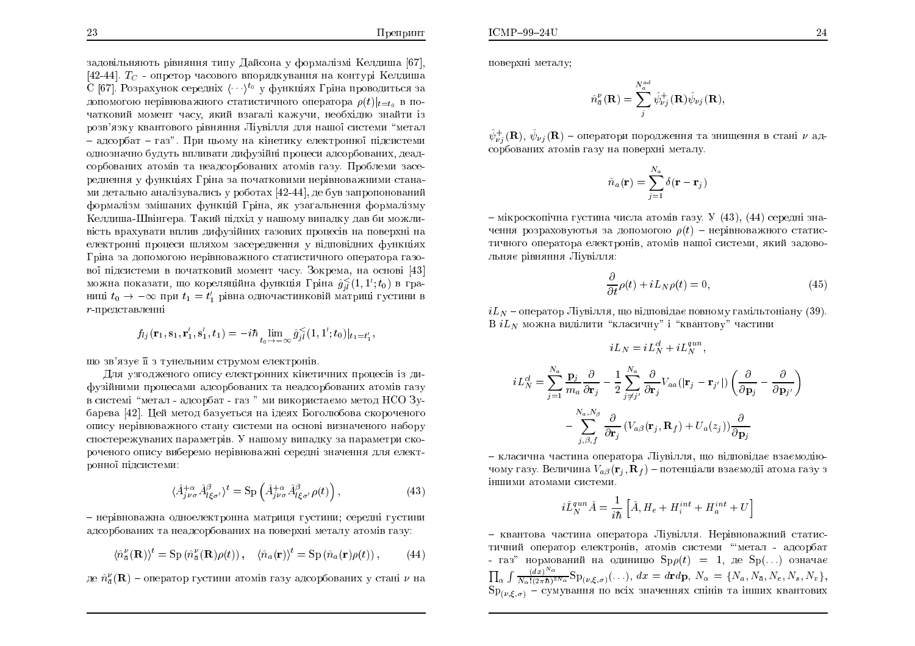задовільняють рівняння типу Дайсона у формалізмі Келдиша [67], [42-44]. $T_C$ - опретор часового впорядкування на контурі Келдиша C [67]. Розрахунок середніх $\langle \cdots \rangle^{t_0}$ у функціях Гріна проводиться за допомогою нерівноважного статистичного оператора $\rho(t)|_{t=t_0}$ в початковий момент часу, який взагалі кажучи, необхідно знайти із розв'язку квантового рівняння Ліувілля для нашої системи "метал – адсорбат – газ". При цьому на кінетику електронної підсистеми однозначно будуть впливати дифузійні процеси адсорбованих, деадсорбованих атомів та неадсорбованих атомів газу. Проблеми засереднення у функціях Гріна за початковими нерівноважними станами детально аналізувались у роботах [42-44], де був запропонований формалізм змішаних функцій Гріна, як узагальнення формалізму Келдиша-Швінгера. Такий підхід у нашому випадку дав би можливість врахувати вплив дифузійних газових процесів на поверхні на електронні процеси шляхом засереднення у відповідних функціях Гріна за допомогою нерівноважного статистичного оператора газової підсистеми в початковий момент часу. Зокрема, на основі [43] можна показати, що кореляційна функція Гріна $\hat{g}^{<}_{jl}(1,1';t_0)$ в границі $t_0 \to -\infty$ при $t_1 = t_1'$ рівна одночастинковій матриці густини в $r$-представленні

$$f_{lj}(\mathbf{r}_1, \mathbf{s}_1, \mathbf{r}_1', \mathbf{s}_1', t_1) = -i\hbar \lim_{t_0 \to -\infty} \hat{g}^{<}_{jl}(1,1';t_0)|_{t_1=t_1'},$$

що зв'язує її з тунельним струмом електронів.

Для узгодженого опису електронних кінетичних процесів із дифузійними процесами адсорбованих та неадсорбованих атомів газу в системі "метал - адсорбат - газ " ми використаємо метод НСО Зубарєва [42]. Цей метод базується на ідеях Боголюбова скороченого опису нерівноважного стану системи на основі визначеного набору спостережуваних параметрів. У нашому випадку за параметри скороченого опису виберемо нерівноважні середні значення для електронної підсистеми:

$$\langle \hat{A}^{+\alpha}_{j\nu\sigma} \hat{A}^{\beta}_{l\xi\sigma'} \rangle^t = \mathrm{Sp}\left(\hat{A}^{+\alpha}_{j\nu\sigma} \hat{A}^{\beta}_{l\xi\sigma'} \rho(t)\right), \tag{43}$$

– нерівноважна одноелектронна матриця густини; середні густини адсорбованих та неадсорбованих на поверхні металу атомів газу:

$$\langle \hat{n}^{\nu}_{\bar{a}}(\mathbf{R})\rangle^t = \mathrm{Sp}\left(\hat{n}^{\nu}_{\bar{a}}(\mathbf{R})\rho(t)\right), \quad \langle \hat{n}_a(\mathbf{r})\rangle^t = \mathrm{Sp}\left(\hat{n}_a(\mathbf{r})\rho(t)\right), \tag{44}$$

де $\hat{n}^{\nu}_{\bar{a}}(\mathbf{R})$ – оператор густини атомів газу адсорбованих у стані $\nu$ на поверхні металу;

$$\hat{n}^{\nu}_{\bar{a}}(\mathbf{R}) = \sum_{j}^{N_a^{ad}} \hat{\psi}^{+}_{\nu j}(\mathbf{R}) \hat{\psi}_{\nu j}(\mathbf{R}),$$

$\hat{\psi}^{+}_{\nu j}(\mathbf{R})$, $\hat{\psi}_{\nu j}(\mathbf{R})$ – оператори породження та знищення в стані $\nu$ адсорбованих атомів газу на поверхні металу.

$$\hat{n}_a(\mathbf{r}) = \sum_{j=1}^{N_a} \delta(\mathbf{r} - \mathbf{r}_j)$$

– мікроскопічна густина числа атомів газу. У (43), (44) середні значення розраховуються за допомогою $\rho(t)$ – нерівноважного статистичного оператора електронів, атомів нашої системи, який задовольняє рівняння Ліувілля:

$$\frac{\partial}{\partial t}\rho(t) + iL_N \rho(t) = 0, \tag{45}$$

$iL_N$ – оператор Ліувілля, що відповідає повному гамільтоніану (39). В $iL_N$ можна виділити "класичну" і "квантову" частини

$$iL_N = iL_N^{cl} + iL_N^{qun},$$

$$iL_N^{cl} = \sum_{j=1}^{N_a} \frac{\mathbf{p}_j}{m_a}\frac{\partial}{\partial \mathbf{r}_j} - \frac{1}{2}\sum_{j \neq j'}^{N_a} \frac{\partial}{\partial \mathbf{r}_j} V_{aa}(|\mathbf{r}_j - \mathbf{r}_{j'}|)\left(\frac{\partial}{\partial \mathbf{p}_j} - \frac{\partial}{\partial \mathbf{p}_{j'}}\right)$$
$$- \sum_{j,\beta,f}^{N_a, N_\beta} \frac{\partial}{\partial \mathbf{r}_j}\left(V_{a\beta}(\mathbf{r}_j, \mathbf{R}_f) + U_a(z_j)\right)\frac{\partial}{\partial \mathbf{p}_j}$$

– класична частина оператора Ліувілля, що відповідає взаємодіючому газу. Величина $V_{a\beta}(\mathbf{r}_j, \mathbf{R}_f)$ – потенціали взаємодії атома газу з іншими атомами системи.

$$i\hat{L}_N^{qun}\hat{A} = \frac{1}{i\hbar}\left[\hat{A}, H_e + H_i^{int} + H_a^{int} + U\right]$$

– квантова частина оператора Ліувілля. Нерівноважний статистичний оператор електронів, атомів системи "'метал - адсорбат - газ" нормований на одиницю $\mathrm{Sp}\rho(t) = 1$, де $\mathrm{Sp}(\ldots)$ означає $\prod_\alpha \int \frac{(dx)^{N_\alpha}}{N_\alpha!(2\pi\hbar)^{3N_\alpha}} \mathrm{Sp}_{(\nu,\xi,\sigma)}(\ldots)$, $dx = d\mathbf{r}d\mathbf{p}$, $N_\alpha = \{N_a, N_{\bar{a}}, N_e, N_s, N_v\}$, $\mathrm{Sp}_{(\nu,\xi,\sigma)}$ – сумування по всіх значеннях спінів та інших квантових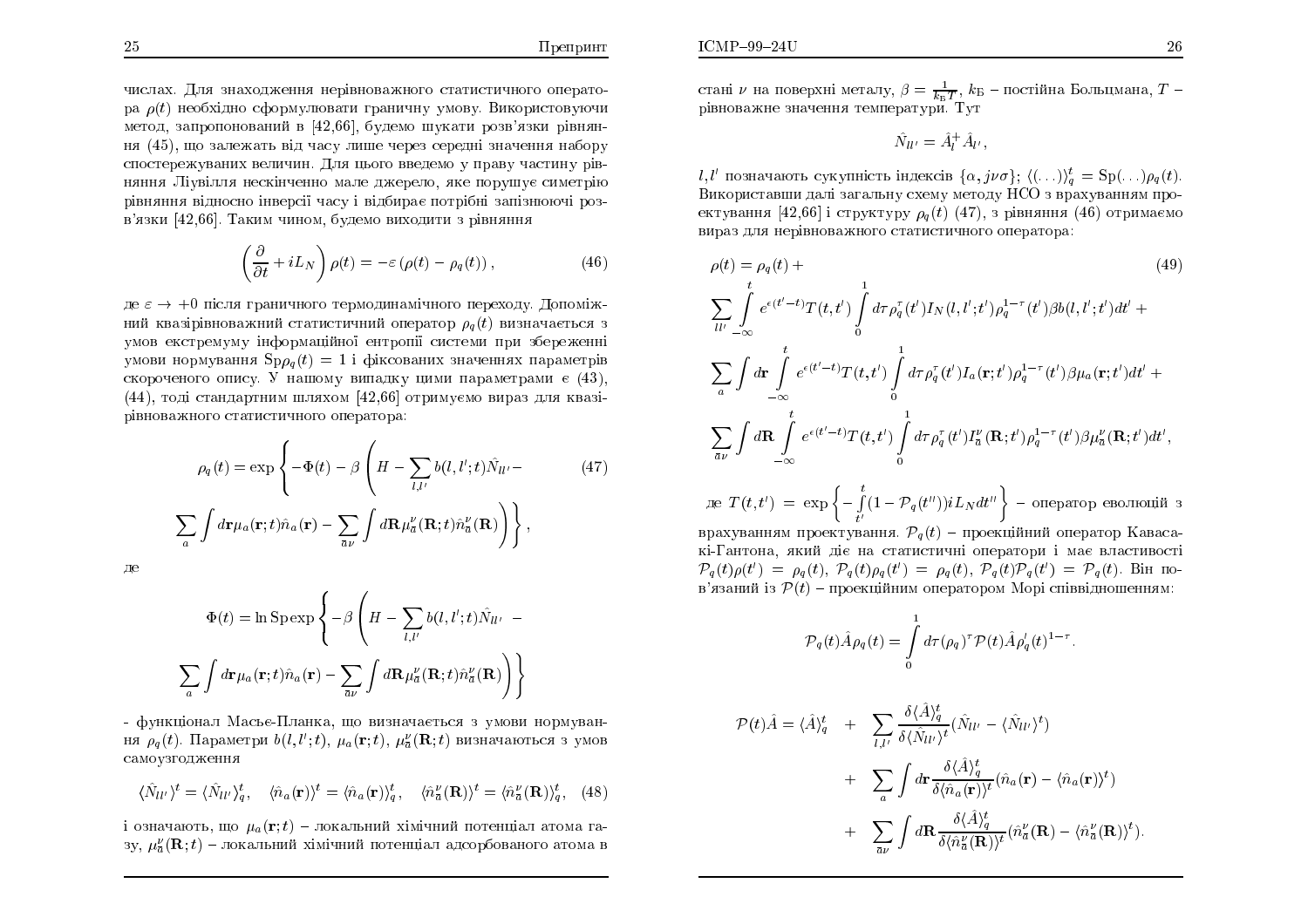числах. Для знаходження нерівноважного статистичного оператора $\rho(t)$ необхідно сформулювати граничну умову. Використовуючи метод, запропонований в [42,66], будемо шукати розв'язки рівняння (45), що залежать від часу лише через середні значення набору спостережуваних величин. Для цього введемо у праву частину рівняння Ліувілля нескінченно мале джерело, яке порушує симетрію рівняння відносно інверсії часу і відбирає потрібні запізнюючі розв'язки [42,66]. Таким чином, будемо виходити з рівняння

$$\left(\frac{\partial}{\partial t} + iL_N\right)\rho(t) = -\varepsilon\left(\rho(t) - \rho_q(t)\right), \tag{46}$$

де $\varepsilon \to +0$ після граничного термодинамічного переходу. Допоміжний квазірівноважний статистичний оператор $\rho_q(t)$ визначається з умов екстремуму інформаційної ентропії системи при збереженні умови нормування $\mathrm{Sp}\rho_q(t) = 1$ і фіксованих значеннях параметрів скороченого опису. У нашому випадку цими параметрами є (43), (44), тоді стандартним шляхом [42,66] отримуємо вираз для квазірівноважного статистичного оператора:

$$\rho_q(t) = \exp\Bigg\{-\Phi(t) - \beta\Bigg(H - \sum_{l,l'} b(l,l';t)\hat{N}_{ll'} - \tag{47}$$
$$\sum_a \int d\mathbf{r}\mu_a(\mathbf{r};t)\hat{n}_a(\mathbf{r}) - \sum_{\bar{a}\nu}\int d\mathbf{R}\,\mu^\nu_{\bar{a}}(\mathbf{R};t)\hat{n}^\nu_{\bar{a}}(\mathbf{R})\Bigg)\Bigg\},$$

де

$$\Phi(t) = \ln \mathrm{Sp}\exp\Bigg\{-\beta\Bigg(H - \sum_{l,l'} b(l,l';t)\hat{N}_{ll'} -$$
$$\sum_a \int d\mathbf{r}\mu_a(\mathbf{r};t)\hat{n}_a(\mathbf{r}) - \sum_{\bar{a}\nu}\int d\mathbf{R}\,\mu^\nu_{\bar{a}}(\mathbf{R};t)\hat{n}^\nu_{\bar{a}}(\mathbf{R})\Bigg)\Bigg\}$$

- функціонал Масьє-Планка, що визначається з умови нормування $\rho_q(t)$. Параметри $b(l,l';t)$, $\mu_a(\mathbf{r};t)$, $\mu^\nu_{\bar{a}}(\mathbf{R};t)$ визначаються з умов самоузгодження

$$\langle\hat{N}_{ll'}\rangle^t = \langle\hat{N}_{ll'}\rangle^t_q, \quad \langle\hat{n}_a(\mathbf{r})\rangle^t = \langle\hat{n}_a(\mathbf{r})\rangle^t_q, \quad \langle\hat{n}^\nu_{\bar{a}}(\mathbf{R})\rangle^t = \langle\hat{n}^\nu_{\bar{a}}(\mathbf{R})\rangle^t_q, \tag{48}$$

і означають, що $\mu_a(\mathbf{r};t)$ – локальний хімічний потенціал атома газу, $\mu^\nu_{\bar{a}}(\mathbf{R};t)$ – локальний хімічний потенціал адсорбованого атома в стані $\nu$ на поверхні металу, $\beta = \frac{1}{k_Б T}$, $k_Б$ – постійна Больцмана, $T$ – рівноважне значення температури. Тут

$$\hat{N}_{ll'} = \hat{A}^+_l \hat{A}_{l'},$$

$l, l'$ позначають сукупність індексів $\{\alpha, j\nu\sigma\}$; $\langle(\ldots)\rangle^t_q = \mathrm{Sp}(\ldots)\rho_q(t)$. Використавши далі загальну схему методу НСО з врахуванням проектування [42,66] і структуру $\rho_q(t)$ (47), з рівняння (46) отримаємо вираз для нерівноважного статистичного оператора:

$$\rho(t) = \rho_q(t) + \tag{49}$$
$$\sum_{ll'}\int_{-\infty}^{t} e^{\epsilon(t'-t)}T(t,t')\int_0^1 d\tau\,\rho^\tau_q(t')I_N(l,l';t')\rho^{1-\tau}_q(t')\beta b(l,l';t')dt' +$$
$$\sum_a\int d\mathbf{r}\int_{-\infty}^{t} e^{\epsilon(t'-t)}T(t,t')\int_0^1 d\tau\,\rho^\tau_q(t')I_a(\mathbf{r};t')\rho^{1-\tau}_q(t')\beta\mu_a(\mathbf{r};t')dt' +$$
$$\sum_{\bar{a}\nu}\int d\mathbf{R}\int_{-\infty}^{t} e^{\epsilon(t'-t)}T(t,t')\int_0^1 d\tau\,\rho^\tau_q(t')I^\nu_{\bar{a}}(\mathbf{R};t')\rho^{1-\tau}_q(t')\beta\mu^\nu_{\bar{a}}(\mathbf{R};t')dt',$$

де $T(t,t') = \exp\left\{-\int_{t'}^{t}(1-\mathcal{P}_q(t''))iL_N dt''\right\}$ – оператор еволюції з врахуванням проектування. $\mathcal{P}_q(t)$ – проекційний оператор Каваскі-Гантона, який діє на статистичні оператори і має властивості $\mathcal{P}_q(t)\rho(t') = \rho_q(t)$, $\mathcal{P}_q(t)\rho_q(t') = \rho_q(t)$, $\mathcal{P}_q(t)\mathcal{P}_q(t') = \mathcal{P}_q(t)$. Він пов'язаний із $\mathcal{P}(t)$ – проекційним оператором Морі співвідношенням:

$$\mathcal{P}_q(t)\hat{A}\rho_q(t) = \int_0^1 d\tau(\rho_q)^\tau\mathcal{P}(t)\hat{A}\rho'_q(t)^{1-\tau}.$$

$$\begin{aligned}
\mathcal{P}(t)\hat{A} = \langle\hat{A}\rangle^t_q \quad &+ \quad \sum_{l,l'}\frac{\delta\langle\hat{A}\rangle^t_q}{\delta\langle\hat{N}_{ll'}\rangle^t}(\hat{N}_{ll'} - \langle\hat{N}_{ll'}\rangle^t) \\
&+ \quad \sum_a\int d\mathbf{r}\frac{\delta\langle\hat{A}\rangle^t_q}{\delta\langle\hat{n}_a(\mathbf{r})\rangle^t}(\hat{n}_a(\mathbf{r}) - \langle\hat{n}_a(\mathbf{r})\rangle^t) \\
&+ \quad \sum_{\bar{a}\nu}\int d\mathbf{R}\frac{\delta\langle\hat{A}\rangle^t_q}{\delta\langle\hat{n}^\nu_{\bar{a}}(\mathbf{R})\rangle^t}(\hat{n}^\nu_{\bar{a}}(\mathbf{R}) - \langle\hat{n}^\nu_{\bar{a}}(\mathbf{R})\rangle^t).
\end{aligned}$$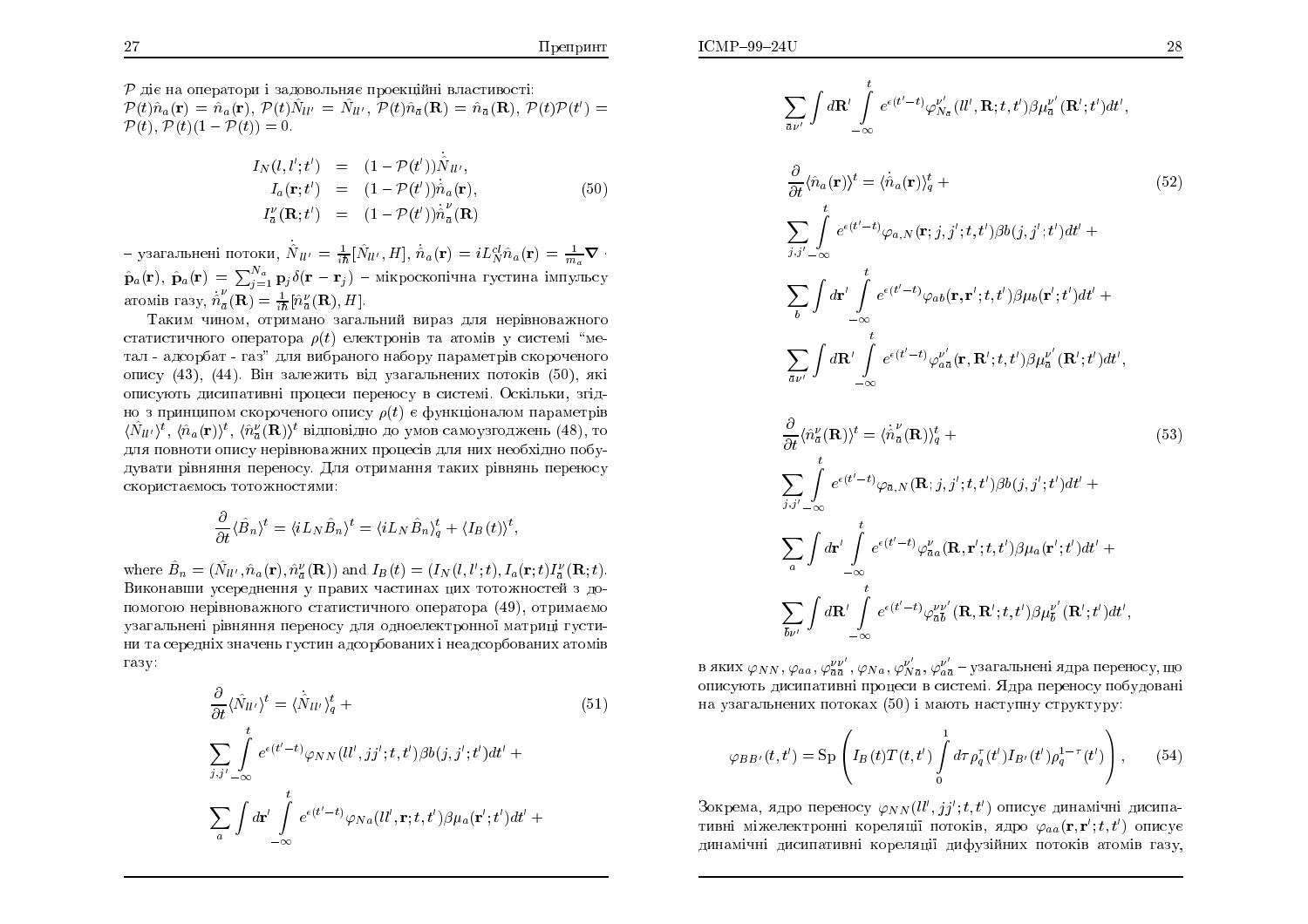$\mathcal{P}$ діє на оператори і задовольняє проекційні властивості: $\mathcal{P}(t)\hat{n}_a(\mathbf{r}) = \hat{n}_a(\mathbf{r})$, $\mathcal{P}(t)\hat{N}_{ll'} = \hat{N}_{ll'}$, $\mathcal{P}(t)\hat{n}_{\bar{a}}(\mathbf{R}) = \hat{n}_{\bar{a}}(\mathbf{R})$, $\mathcal{P}(t)\mathcal{P}(t') = \mathcal{P}(t)$, $\mathcal{P}(t)(1-\mathcal{P}(t)) = 0$.

$$
\begin{aligned}
I_N(l,l';t') &= (1-\mathcal{P}(t'))\dot{\hat{N}}_{ll'}, \\
I_a(\mathbf{r};t') &= (1-\mathcal{P}(t'))\dot{\hat{n}}_a(\mathbf{r}), \\
I^{\nu}_{\bar{a}}(\mathbf{R};t') &= (1-\mathcal{P}(t'))\dot{\hat{n}}^{\nu}_{\bar{a}}(\mathbf{R})
\end{aligned} \tag{50}
$$

– узагальнені потоки, $\dot{\hat{N}}_{ll'} = \frac{1}{i\hbar}[\hat{N}_{ll'}, H]$, $\dot{\hat{n}}_a(\mathbf{r}) = iL^{cl}_N\hat{n}_a(\mathbf{r}) = \frac{1}{m_a}\boldsymbol{\nabla}\cdot\hat{\mathbf{p}}_a(\mathbf{r})$, $\hat{\mathbf{p}}_a(\mathbf{r}) = \sum_{j=1}^{N_a}\mathbf{p}_j\delta(\mathbf{r}-\mathbf{r}_j)$ – мікроскопічна густина імпульсу атомів газу, $\dot{\hat{n}}^{\nu}_{\bar{a}}(\mathbf{R}) = \frac{1}{i\hbar}[\hat{n}^{\nu}_{\bar{a}}(\mathbf{R}), H]$.

Таким чином, отримано загальний вираз для нерівноважного статистичного оператора $\rho(t)$ електронів та атомів у системі "метал - адсорбат - газ" для вибраного набору параметрів скороченого опису (43), (44). Він залежить від узагальнених потоків (50), які описують дисипативні процеси переносу в системі. Оскільки, згідно з принципом скороченого опису $\rho(t)$ є функціоналом параметрів $\langle\hat{N}_{ll'}\rangle^t$, $\langle\hat{n}_a(\mathbf{r})\rangle^t$, $\langle\hat{n}^{\nu}_{\bar{a}}(\mathbf{R})\rangle^t$ відповідно до умов самоузгоджень (48), то для повноти опису нерівноважних процесів для них необхідно побудувати рівняння переносу. Для отримання таких рівнянь переносу скористаємось тотожностями:

$$
\frac{\partial}{\partial t}\langle\hat{B}_n\rangle^t = \langle iL_N\hat{B}_n\rangle^t = \langle iL_N\hat{B}_n\rangle^t_q + \langle I_B(t)\rangle^t,
$$

where $\hat{B}_n = (\hat{N}_{ll'}, \hat{n}_a(\mathbf{r}), \hat{n}^{\nu}_{\bar{a}}(\mathbf{R}))$ and $I_B(t) = (I_N(l,l';t), I_a(\mathbf{r};t)I^{\nu}_{\bar{a}}(\mathbf{R};t)$. Виконавши усереднення у правих частинах цих тотожностей з допомогою нерівноважного статистичного оператора (49), отримаємо узагальнені рівняння переносу для одноелектронної матриці густини та середніх значень густин адсорбованих і неадсорбованих атомів газу:

$$
\begin{aligned}
\frac{\partial}{\partial t}\langle\hat{N}_{ll'}\rangle^t &= \langle\dot{\hat{N}}_{ll'}\rangle^t_q + \\
&\sum_{j,j'}\int_{-\infty}^{t} e^{\epsilon(t'-t)}\varphi_{NN}(ll',jj';t,t')\beta b(j,j';t')dt' + \\
&\sum_{a}\int d\mathbf{r}'\int_{-\infty}^{t} e^{\epsilon(t'-t)}\varphi_{Na}(ll',\mathbf{r};t,t')\beta\mu_a(\mathbf{r}';t')dt' + \\
&\sum_{\bar{a}\nu'}\int d\mathbf{R}'\int_{-\infty}^{t} e^{\epsilon(t'-t)}\varphi^{\nu'}_{N\bar{a}}(ll',\mathbf{R};t,t')\beta\mu^{\nu'}_{\bar{a}}(\mathbf{R}';t')dt',
\end{aligned} \tag{51}
$$

$$
\begin{aligned}
\frac{\partial}{\partial t}\langle\hat{n}_a(\mathbf{r})\rangle^t &= \langle\dot{\hat{n}}_a(\mathbf{r})\rangle^t_q + \\
&\sum_{j,j'}\int_{-\infty}^{t} e^{\epsilon(t'-t)}\varphi_{a,N}(\mathbf{r};j,j';t,t')\beta b(j,j';t')dt' + \\
&\sum_{b}\int d\mathbf{r}'\int_{-\infty}^{t} e^{\epsilon(t'-t)}\varphi_{ab}(\mathbf{r},\mathbf{r}';t,t')\beta\mu_b(\mathbf{r}';t')dt' + \\
&\sum_{\bar{a}\nu'}\int d\mathbf{R}'\int_{-\infty}^{t} e^{\epsilon(t'-t)}\varphi^{\nu'}_{a\bar{a}}(\mathbf{r},\mathbf{R}';t,t')\beta\mu^{\nu'}_{\bar{a}}(\mathbf{R}';t')dt',
\end{aligned} \tag{52}
$$

$$
\begin{aligned}
\frac{\partial}{\partial t}\langle\hat{n}^{\nu}_{\bar{a}}(\mathbf{R})\rangle^t &= \langle\dot{\hat{n}}^{\nu}_{\bar{a}}(\mathbf{R})\rangle^t_q + \\
&\sum_{j,j'}\int_{-\infty}^{t} e^{\epsilon(t'-t)}\varphi_{\bar{a},N}(\mathbf{R};j,j';t,t')\beta b(j,j';t')dt' + \\
&\sum_{a}\int d\mathbf{r}'\int_{-\infty}^{t} e^{\epsilon(t'-t)}\varphi^{\nu}_{\bar{a}a}(\mathbf{R},\mathbf{r}';t,t')\beta\mu_a(\mathbf{r}';t')dt' + \\
&\sum_{\bar{b}\nu'}\int d\mathbf{R}'\int_{-\infty}^{t} e^{\epsilon(t'-t)}\varphi^{\nu\nu'}_{\bar{a}\bar{b}}(\mathbf{R},\mathbf{R}';t,t')\beta\mu^{\nu'}_{\bar{b}}(\mathbf{R}';t')dt',
\end{aligned} \tag{53}
$$

в яких $\varphi_{NN}$, $\varphi_{aa}$, $\varphi^{\nu\nu'}_{\bar{a}\bar{a}}$, $\varphi_{Na}$, $\varphi^{\nu'}_{N\bar{a}}$, $\varphi^{\nu'}_{a\bar{a}}$ – узагальнені ядра переносу, що описують дисипативні процеси в системі. Ядра переносу побудовані на узагальнених потоках (50) і мають наступну структуру:

$$
\varphi_{BB'}(t,t') = \mathrm{Sp}\left(I_B(t)T(t,t')\int_0^1 d\tau\,\rho^{\tau}_q(t')I_{B'}(t')\rho^{1-\tau}_q(t')\right), \tag{54}
$$

Зокрема, ядро переносу $\varphi_{NN}(ll',jj';t,t')$ описує динамічні дисипативні міжелектронні кореляції потоків, ядро $\varphi_{aa}(\mathbf{r},\mathbf{r}';t,t')$ описує динамічні дисипативні кореляції дифузійних потоків атомів газу,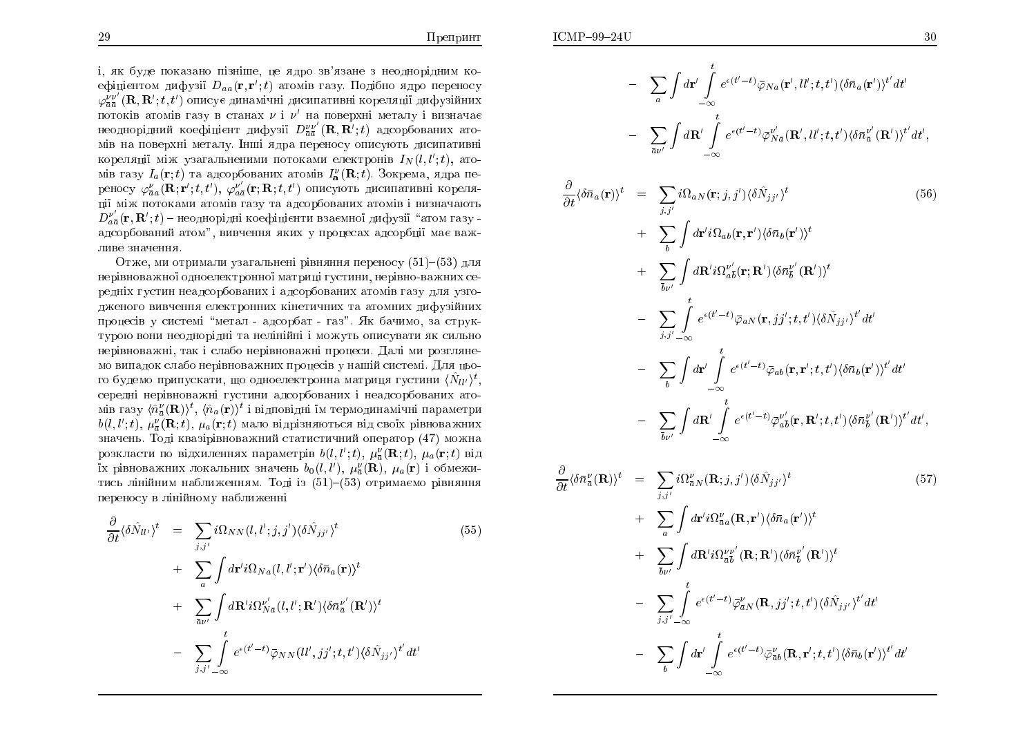і, як буде показано пізніше, це ядро зв'язане з неоднорідним коефіцієнтом дифузії $D_{aa}(\mathbf{r},\mathbf{r}';t)$ атомів газу. Подібно ядро переносу $\varphi^{\nu\nu'}_{\bar{a}\bar{a}}(\mathbf{R},\mathbf{R}';t,t')$ описує динамічні дисипативні кореляції дифузійних потоків атомів газу в станах $\nu$ і $\nu'$ на поверхні металу і визначає неоднорідний коефіцієнт дифузії $D^{\nu\nu'}_{\bar{a}\bar{a}}(\mathbf{R},\mathbf{R}';t)$ адсорбованих атомів на поверхні металу. Інші ядра переносу описують дисипативні кореляції між узагальненими потоками електронів $I_N(l,l';t)$, атомів газу $I_a(\mathbf{r};t)$ та адсорбованих атомів $I^{\nu}_{\mathbf{a}}(\mathbf{R};t)$. Зокрема, ядра переносу $\varphi^{\nu}_{\bar{a}a}(\mathbf{R};\mathbf{r}';t,t')$, $\varphi^{\nu'}_{a\bar{a}}(\mathbf{r};\mathbf{R};t,t')$ описують дисипативні кореляції між потоками атомів газу та адсорбованих атомів і визначають $D^{\nu'}_{a\bar{a}}(\mathbf{r},\mathbf{R}';t)$ – неоднорідні коефіцієнти взаємної дифузії "атом газу - адсорбований атом", вивчення яких у процесах адсорбції має важливе значення.

Отже, ми отримали узагальнені рівняння переносу (51)–(53) для нерівноважної одноелектронної матриці густини, нерівно-важних середніх густин неадсорбованих і адсорбованих атомів газу для узгодженого вивчення електронних кінетичних та атомних дифузійних процесів у системі "метал - адсорбат - газ". Як бачимо, за структурою вони неоднорідні та нелінійні і можуть описувати як сильно нерівноважні, так і слабо нерівноважні процеси. Далі ми розглянемо випадок слабо нерівноважних процесів у нашій системі. Для цього будемо припускати, що одноелектронна матриця густини $\langle\hat{N}_{ll'}\rangle^t$, середні нерівноважні густини адсорбованих і неадсорбованих атомів газу $\langle\hat{n}^{\nu}_{\bar{a}}(\mathbf{R})\rangle^t$, $\langle\hat{n}_a(\mathbf{r})\rangle^t$ і відповідні їм термодинамічні параметри $b(l,l';t)$, $\mu^{\nu}_{\bar{a}}(\mathbf{R};t)$, $\mu_a(\mathbf{r};t)$ мало відрізняються від своїх рівноважних значень. Тоді квазірівноважний статистичний оператор (47) можна розкласти по відхиленнях параметрів $b(l,l';t)$, $\mu^{\nu}_{\bar{a}}(\mathbf{R};t)$, $\mu_a(\mathbf{r};t)$ від їх рівноважних локальних значень $b_0(l,l')$, $\mu^{\nu}_{\bar{a}}(\mathbf{R})$, $\mu_a(\mathbf{r})$ і обмежитись лінійним наближенням. Тоді із (51)–(53) отримаємо рівняння переносу в лінійному наближенні

$$
\begin{aligned}
\frac{\partial}{\partial t}\langle\delta\hat{N}_{ll'}\rangle^t &= \sum_{j,j'} i\Omega_{NN}(l,l';j,j')\langle\delta\hat{N}_{jj'}\rangle^t \qquad (55)\\
&+ \sum_a \int d\mathbf{r}' i\Omega_{Na}(l,l';\mathbf{r}')\langle\delta\bar{n}_a(\mathbf{r})\rangle^t\\
&+ \sum_{\bar{a}\nu'} \int d\mathbf{R}' i\Omega^{\nu'}_{N\bar{a}}(l,l';\mathbf{R}')\langle\delta\bar{n}^{\nu'}_{\bar{a}}(\mathbf{R}')\rangle^t\\
&- \sum_{j,j'} \int_{-\infty}^{t} e^{\epsilon(t'-t)}\bar{\varphi}_{NN}(ll',jj';t,t')\langle\delta\hat{N}_{jj'}\rangle^{t'}dt'\\
&- \sum_a \int d\mathbf{r}' \int_{-\infty}^{t} e^{\epsilon(t'-t)}\bar{\varphi}_{Na}(\mathbf{r}',ll';t,t')\langle\delta\bar{n}_a(\mathbf{r}')\rangle^{t'}dt'\\
&- \sum_{\bar{a}\nu'} \int d\mathbf{R}' \int_{-\infty}^{t} e^{\epsilon(t'-t)}\bar{\varphi}^{\nu'}_{N\bar{a}}(\mathbf{R}',ll';t,t')\langle\delta\bar{n}^{\nu'}_{\bar{a}}(\mathbf{R}')\rangle^{t'}dt',
\end{aligned}
$$

$$
\begin{aligned}
\frac{\partial}{\partial t}\langle\delta\bar{n}_a(\mathbf{r})\rangle^t &= \sum_{j,j'} i\Omega_{aN}(\mathbf{r};j,j')\langle\delta\hat{N}_{jj'}\rangle^t \qquad (56)\\
&+ \sum_b \int d\mathbf{r}' i\Omega_{ab}(\mathbf{r},\mathbf{r}')\langle\delta\bar{n}_b(\mathbf{r}')\rangle^t\\
&+ \sum_{\bar{b}\nu'} \int d\mathbf{R}' i\Omega^{\nu'}_{a\bar{b}}(\mathbf{r};\mathbf{R}')\langle\delta\bar{n}^{\nu'}_{\bar{b}}(\mathbf{R}')\rangle^t\\
&- \sum_{j,j'} \int_{-\infty}^{t} e^{\epsilon(t'-t)}\bar{\varphi}_{aN}(\mathbf{r},jj';t,t')\langle\delta\hat{N}_{jj'}\rangle^{t'}dt'\\
&- \sum_b \int d\mathbf{r}' \int_{-\infty}^{t} e^{\epsilon(t'-t)}\bar{\varphi}_{ab}(\mathbf{r},\mathbf{r}';t,t')\langle\delta\bar{n}_b(\mathbf{r}')\rangle^{t'}dt'\\
&- \sum_{\bar{b}\nu'} \int d\mathbf{R}' \int_{-\infty}^{t} e^{\epsilon(t'-t)}\bar{\varphi}^{\nu'}_{a\bar{b}}(\mathbf{r},\mathbf{R}';t,t')\langle\delta\bar{n}^{\nu'}_{\bar{b}}(\mathbf{R}')\rangle^{t'}dt',
\end{aligned}
$$

$$
\begin{aligned}
\frac{\partial}{\partial t}\langle\delta\bar{n}^{\nu}_{\bar{a}}(\mathbf{R})\rangle^t &= \sum_{j,j'} i\Omega^{\nu}_{\bar{a}N}(\mathbf{R};j,j')\langle\delta\hat{N}_{jj'}\rangle^t \qquad (57)\\
&+ \sum_a \int d\mathbf{r}' i\Omega^{\nu}_{\bar{a}a}(\mathbf{R},\mathbf{r}')\langle\delta\bar{n}_a(\mathbf{r}')\rangle^t\\
&+ \sum_{\bar{b}\nu'} \int d\mathbf{R}' i\Omega^{\nu\nu'}_{\bar{a}\bar{b}}(\mathbf{R};\mathbf{R}')\langle\delta\bar{n}^{\nu'}_{\bar{b}}(\mathbf{R}')\rangle^t\\
&- \sum_{j,j'} \int_{-\infty}^{t} e^{\epsilon(t'-t)}\bar{\varphi}^{\nu}_{\bar{a}N}(\mathbf{R},jj';t,t')\langle\delta\hat{N}_{jj'}\rangle^{t'}dt'\\
&- \sum_b \int d\mathbf{r}' \int_{-\infty}^{t} e^{\epsilon(t'-t)}\bar{\varphi}^{\nu}_{\bar{a}b}(\mathbf{R},\mathbf{r}';t,t')\langle\delta\bar{n}_b(\mathbf{r}')\rangle^{t'}dt'
\end{aligned}
$$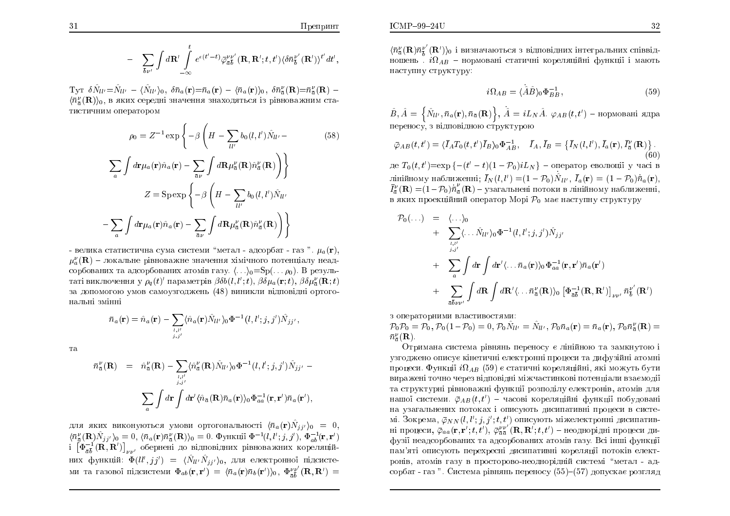$$- \sum_{b\nu'} \int d\mathbf{R}' \int\limits_{-\infty}^{t} e^{\epsilon(t'-t)} \bar{\varphi}^{\nu\nu'}_{\bar{a}\bar{b}}(\mathbf{R},\mathbf{R}';t,t') \langle \delta \bar{n}^{\nu'}_{\bar{b}}(\mathbf{R}') \rangle^{t'} dt',$$

Тут $\delta \hat{N}_{ll'} = \hat{N}_{ll'} - \langle \hat{N}_{ll'} \rangle_0$, $\delta \bar{n}_a(\mathbf{r}) = \bar{n}_a(\mathbf{r}) - \langle \bar{n}_a(\mathbf{r}) \rangle_0$, $\delta \bar{n}^{\nu}_{\bar{a}}(\mathbf{R}) = \bar{n}^{\nu}_{\bar{a}}(\mathbf{R}) - \langle \bar{n}^{\nu}_{\bar{a}}(\mathbf{R}) \rangle_0$, в яких середні значення знаходяться із рівноважним статистичним оператором

$$\rho_0 = Z^{-1} \exp\left\{ -\beta \left( H - \sum_{ll'} b_0(l,l') \hat{N}_{ll'} - \sum_a \int d\mathbf{r} \mu_a(\mathbf{r}) \hat{n}_a(\mathbf{r}) - \sum_{\bar{a}\nu} \int d\mathbf{R} \mu^{\nu}_{\bar{a}}(\mathbf{R}) \hat{n}^{\nu}_{\bar{a}}(\mathbf{R}) \right) \right\} \tag{58}$$

$$Z = \mathrm{Sp} \exp\left\{ -\beta \left( H - \sum_{ll'} b_0(l,l') \hat{N}_{ll'} - \sum_a \int d\mathbf{r} \mu_a(\mathbf{r}) \hat{n}_a(\mathbf{r}) - \sum_{\bar{a}\nu} \int d\mathbf{R} \mu^{\nu}_{\bar{a}}(\mathbf{R}) \hat{n}^{\nu}_{\bar{a}}(\mathbf{R}) \right) \right\}$$

- велика статистична сума системи "метал - адсорбат - газ ". $\mu_a(\mathbf{r})$, $\mu^{\nu}_a(\mathbf{R})$ – локальне рівноважне значення хімічного потенціалу неадсорбованих та адсорбованих атомів газу. $\langle \ldots \rangle_0 = \mathrm{Sp}(\ldots \rho_0)$. В результаті виключення у $\rho_q(t)'$ параметрів $\beta \delta b(l,l';t)$, $\beta \delta \mu_a(\mathbf{r};t)$, $\beta \delta \mu^{\nu}_{\bar{a}}(\mathbf{R};t)$ за допомогою умов самоузгоджень (48) виникли відповідні ортогональні змінні

$$\bar{n}_a(\mathbf{r}) = \hat{n}_a(\mathbf{r}) - \sum_{\substack{l,l'\\j,j'}} \langle \hat{n}_a(\mathbf{r}) \hat{N}_{ll'} \rangle_0 \Phi^{-1}(l,l';j,j') \hat{N}_{jj'},$$

та

$$\bar{n}^{\nu}_{\bar{a}}(\mathbf{R}) = \hat{n}^{\nu}_{\bar{a}}(\mathbf{R}) - \sum_{\substack{l,l'\\j,j'}} \langle \hat{n}^{\nu}_{\bar{a}}(\mathbf{R}) \hat{N}_{ll'} \rangle_0 \Phi^{-1}(l,l';j,j') \hat{N}_{jj'} - \sum_a \int d\mathbf{r} \int d\mathbf{r}' \langle \hat{n}_{\bar{a}}(\mathbf{R}) \bar{n}_a(\mathbf{r}) \rangle_0 \Phi^{-1}_{aa}(\mathbf{r},\mathbf{r}') \bar{n}_a(\mathbf{r}'),$$

для яких виконуються умови ортогональності $\langle \bar{n}_a(\mathbf{r}) \hat{N}_{jj'} \rangle_0 = 0$, $\langle \bar{n}^{\nu}_{\bar{a}}(\mathbf{R}) \hat{N}_{jj'} \rangle_0 = 0$, $\langle \bar{n}_a(\mathbf{r}) \bar{n}^{\nu}_{\bar{a}}(\mathbf{R}) \rangle_0 = 0$. Функції $\Phi^{-1}(l,l';j,j')$, $\Phi^{-1}_{ab}(\mathbf{r},\mathbf{r}')$ і $\left[\Phi^{-1}_{\bar{a}\bar{b}}(\mathbf{R},\mathbf{R}')\right]_{\nu\nu'}$ обернені до відповідних рівноважних кореляційних функцій: $\Phi(ll',jj') = \langle \hat{N}_{ll'} \hat{N}_{jj'} \rangle_0$, для електронної підсистеми та газової підсистеми $\Phi_{ab}(\mathbf{r},\mathbf{r}') = \langle \bar{n}_a(\mathbf{r}) \bar{n}_b(\mathbf{r}') \rangle_0$, $\Phi^{\nu\nu'}_{\bar{a}\bar{b}}(\mathbf{R},\mathbf{R}') = \langle \bar{n}^{\nu}_{\bar{a}}(\mathbf{R}) \bar{n}^{\nu'}_{\bar{b}}(\mathbf{R}') \rangle_0$ і визначаються з відповідних інтегральних співвідношень . $i\Omega_{AB}$ – нормовані статичні кореляційні функції і мають наступну структуру:

$$i\Omega_{AB} = \langle \dot{\hat{A}} \hat{B} \rangle_0 \Phi^{-1}_{BB}, \tag{59}$$

$\hat{B}, \hat{A} = \left\{ \hat{N}_{ll'}, \bar{n}_a(\mathbf{r}), \bar{n}_{\bar{a}}(\mathbf{R}) \right\}$, $\dot{\hat{A}} = iL_N \hat{A}$. $\varphi_{AB}(t,t')$ – нормовані ядра переносу, з відповідною структурою

$$\bar{\varphi}_{AB}(t,t') = \langle \bar{I}_A T_0(t,t') \bar{I}_B \rangle_0 \Phi^{-1}_{AB}, \quad \bar{I}_A, \bar{I}_B = \left\{ \bar{I}_N(l,l'), \bar{I}_a(\mathbf{r}), \bar{I}^{\nu}_{\bar{a}}(\mathbf{R}) \right\}. \tag{60}$$

де $T_0(t,t') = \exp\{-(t'-t)(1-\mathcal{P}_0)iL_N\}$ – оператор еволюції у часі в лінійному наближенні; $\bar{I}_N(l,l') = (1-\mathcal{P}_0)\dot{\hat{N}}_{ll'}$, $\bar{I}_a(\mathbf{r}) = (1-\mathcal{P}_0)\dot{\bar{n}}_a(\mathbf{r})$, $\bar{I}^{\nu}_{\bar{a}}(\mathbf{R}) = (1-\mathcal{P}_0)\dot{\bar{n}}^{\nu}_{\bar{a}}(\mathbf{R})$ – узагальнені потоки в лінійному наближенні, в яких проекційний оператор Морі $\mathcal{P}_0$ має наступну структуру

$$\begin{aligned}
\mathcal{P}_0(\ldots) &= \langle \ldots \rangle_0 \\
&+ \sum_{\substack{l,l'\\j,j'}} \langle \ldots \hat{N}_{ll'} \rangle_0 \Phi^{-1}(l,l';j,j') \hat{N}_{jj'} \\
&+ \sum_a \int d\mathbf{r} \int d\mathbf{r}' \langle \ldots \bar{n}_a(\mathbf{r}) \rangle_0 \Phi^{-1}_{aa}(\mathbf{r},\mathbf{r}') \bar{n}_a(\mathbf{r}') \\
&+ \sum_{\bar{a}\bar{b}\nu\nu'} \int d\mathbf{R} \int d\mathbf{R}' \langle \ldots \bar{n}^{\nu}_{\bar{a}}(\mathbf{R}) \rangle_0 \left[ \Phi^{-1}_{\bar{a}\bar{b}}(\mathbf{R},\mathbf{R}') \right]_{\nu\nu'} \bar{n}^{\nu'}_{\bar{b}}(\mathbf{R}')
\end{aligned}$$

з операторними властивостями:
$\mathcal{P}_0\mathcal{P}_0 = \mathcal{P}_0$, $\mathcal{P}_0(1-\mathcal{P}_0) = 0$, $\mathcal{P}_0\hat{N}_{ll'} = \hat{N}_{ll'}$, $\mathcal{P}_0\bar{n}_a(\mathbf{r}) = \bar{n}_a(\mathbf{r})$, $\mathcal{P}_0\bar{n}^{\nu}_{\bar{a}}(\mathbf{R}) = \bar{n}^{\nu}_{\bar{a}}(\mathbf{R})$.

Отримана система рівнянь переносу є лінійною та замкнутою і узгоджено описує кінетичні електронні процеси та дифузійні атомні процеси. Функції $i\Omega_{AB}$ (59) є статичні кореляційні, які можуть бути виражені точно через відповідні міжчастинкові потенціали взаємодії та структурні рівноважні функції розподілу електронів, атомів для нашої системи. $\bar{\varphi}_{AB}(t,t')$ – часові кореляційні функції побудовані на узагальнених потоках і описують дисипативні процеси в системі. Зокрема, $\bar{\varphi}_{NN}(l,l';j,j';t,t')$ описують міжелектронні дисипативні процеси, $\bar{\varphi}_{aa}(\mathbf{r},\mathbf{r}';t,t')$, $\bar{\varphi}^{\nu\nu'}_{\bar{a}\bar{a}}(\mathbf{R},\mathbf{R}';t,t')$ – неоднорідні процеси дифузії неадсорбованих та адсорбованих атомів газу. Всі інші функції пам'яті описують перехресні дисипативні кореляції потоків електронів, атомів газу в просторово-неоднорідній системі "метал - адсорбат - газ ". Система рівнянь переносу (55)–(57) допускає розгляд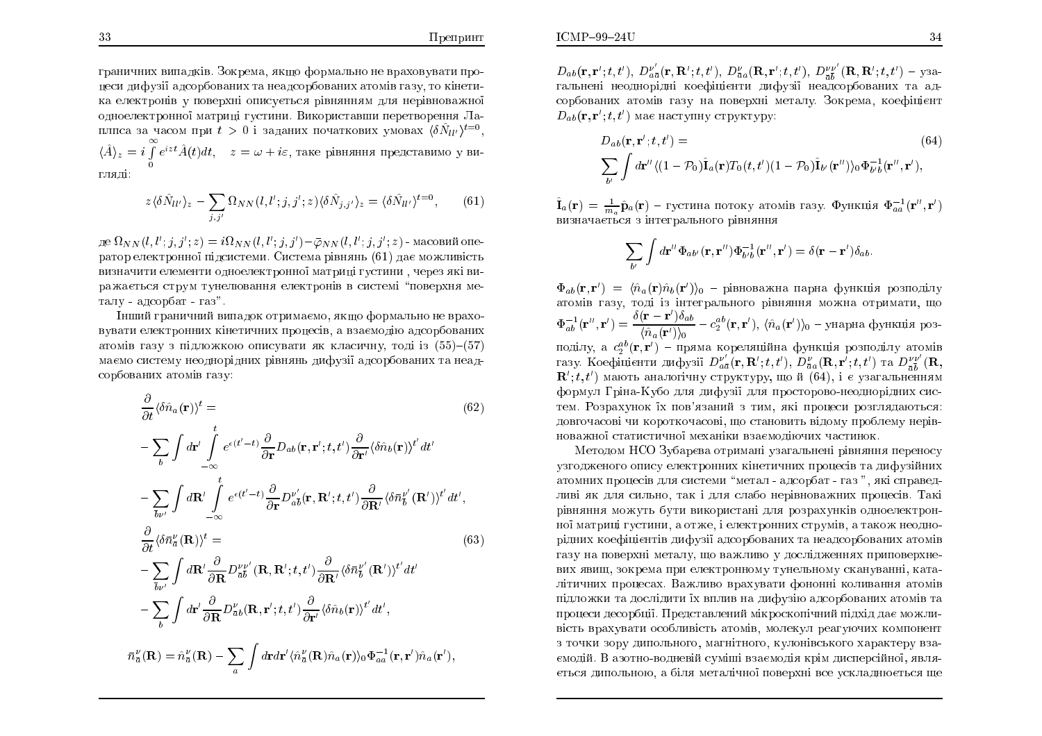граничних випадків. Зокрема, якщо формально не враховувати процеси дифузії адсорбованих та неадсорбованих атомів газу, то кінетика електронів у поверхні описується рівнянням для нерівноважної одноелектронної матриці густини. Використавши перетворення Лапласа за часом при $t > 0$ і заданих початкових умовах $\langle\delta\hat{N}_{ll'}\rangle^{t=0}$, $\langle\hat{A}\rangle_z = i\int\limits_0^\infty e^{izt}\hat{A}(t)dt, \quad z = \omega + i\varepsilon$, таке рівняння представимо у вигляді:

$$z\langle\delta\hat{N}_{ll'}\rangle_z - \sum_{j,j'}\Omega_{NN}(l,l';j,j';z)\langle\delta\hat{N}_{j,j'}\rangle_z = \langle\delta\hat{N}_{ll'}\rangle^{t=0}, \tag{61}$$

де $\Omega_{NN}(l,l';j,j';z) = i\Omega_{NN}(l,l';j,j') - \bar{\varphi}_{NN}(l,l';j,j';z)$ - масовий оператор електронної підсистеми. Система рівнянь (61) дає можливість визначити елементи одноелектронної матриці густини , через які виражається струм тунелювання електронів в системі "поверхня металу - адсорбат - газ".

Інший граничний випадок отримаємо, якщо формально не враховувати електронних кінетичних процесів, а взаємодію адсорбованих атомів газу з підложкою описувати як класичну, тоді із (55)–(57) маємо систему неоднорідних рівнянь дифузії адсорбованих та неадсорбованих атомів газу:

$$\begin{aligned}
&\frac{\partial}{\partial t}\langle\delta\hat{n}_a(\mathbf{r})\rangle^t = \\
&-\sum_b\int d\mathbf{r}'\int\limits_{-\infty}^{t} e^{\epsilon(t'-t)}\frac{\partial}{\partial\mathbf{r}}D_{ab}(\mathbf{r},\mathbf{r}';t,t')\frac{\partial}{\partial\mathbf{r}'}\langle\delta\hat{n}_b(\mathbf{r})\rangle^{t'}dt' \\
&-\sum_{b\nu'}\int d\mathbf{R}'\int\limits_{-\infty}^{t} e^{\epsilon(t'-t)}\frac{\partial}{\partial\mathbf{r}}D_{a\bar{b}}^{\nu'}(\mathbf{r},\mathbf{R}';t,t')\frac{\partial}{\partial\mathbf{R}'}\langle\delta\bar{n}_{\bar{b}}^{\nu'}(\mathbf{R}')\rangle^{t'}dt',
\end{aligned} \tag{62}$$

$$\begin{aligned}
&\frac{\partial}{\partial t}\langle\delta\bar{n}_{\bar{a}}^{\nu}(\mathbf{R})\rangle^t = \\
&-\sum_{b\nu'}\int d\mathbf{R}'\frac{\partial}{\partial\mathbf{R}}D_{\bar{a}\bar{b}}^{\nu\nu'}(\mathbf{R},\mathbf{R}';t,t')\frac{\partial}{\partial\mathbf{R}'}\langle\delta\bar{n}_{\bar{b}}^{\nu'}(\mathbf{R}')\rangle^{t'}dt' \\
&-\sum_b\int d\mathbf{r}'\frac{\partial}{\partial\mathbf{R}}D_{\bar{a}b}^{\nu}(\mathbf{R},\mathbf{r}';t,t')\frac{\partial}{\partial\mathbf{r}'}\langle\delta\hat{n}_b(\mathbf{r})\rangle^{t'}dt',
\end{aligned} \tag{63}$$

$$\bar{n}_{\bar{a}}^{\nu}(\mathbf{R}) = \hat{n}_{\bar{a}}^{\nu}(\mathbf{R}) - \sum_a\int d\mathbf{r}d\mathbf{r}'\langle\hat{n}_{\bar{a}}^{\nu}(\mathbf{R})\hat{n}_a(\mathbf{r})\rangle_0\Phi_{aa}^{-1}(\mathbf{r},\mathbf{r}')\hat{n}_a(\mathbf{r}'),$$

$D_{ab}(\mathbf{r},\mathbf{r}';t,t')$, $D_{a\bar{a}}^{\nu'}(\mathbf{r},\mathbf{R}';t,t')$, $D_{\bar{a}a}^{\nu}(\mathbf{R},\mathbf{r}';t,t')$, $D_{\bar{a}\bar{b}}^{\nu\nu'}(\mathbf{R},\mathbf{R}';t,t')$ – узагальнені неоднорідні коефіцієнти дифузії неадсорбованих та адсорбованих атомів газу на поверхні металу. Зокрема, коефіцієнт $D_{ab}(\mathbf{r},\mathbf{r}';t,t')$ має наступну структуру:

$$\begin{aligned}
&D_{ab}(\mathbf{r},\mathbf{r}';t,t') = \\
&\sum_{b'}\int d\mathbf{r}''\langle(1-\mathcal{P}_0)\hat{\mathbf{I}}_a(\mathbf{r})T_0(t,t')(1-\mathcal{P}_0)\hat{\mathbf{I}}_{b'}(\mathbf{r}'')\rangle_0\Phi_{b'b}^{-1}(\mathbf{r}'',\mathbf{r}'),
\end{aligned} \tag{64}$$

$\hat{\mathbf{I}}_a(\mathbf{r}) = \frac{1}{m_a}\hat{\mathbf{p}}_a(\mathbf{r})$ – густина потоку атомів газу. Функція $\Phi_{aa}^{-1}(\mathbf{r}'',\mathbf{r}')$ визначається з інтегрального рівняння

$$\sum_{b'}\int d\mathbf{r}''\Phi_{ab'}(\mathbf{r},\mathbf{r}'')\Phi_{b'b}^{-1}(\mathbf{r}'',\mathbf{r}') = \delta(\mathbf{r}-\mathbf{r}')\delta_{ab}.$$

$\Phi_{ab}(\mathbf{r},\mathbf{r}') = \langle\hat{n}_a(\mathbf{r})\hat{n}_b(\mathbf{r}')\rangle_0$ – рівноважна парна функція розподілу атомів газу, тоді із інтегрального рівняння можна отримати, що $\Phi_{ab}^{-1}(\mathbf{r}'',\mathbf{r}') = \dfrac{\delta(\mathbf{r}-\mathbf{r}')\delta_{ab}}{\langle\hat{n}_a(\mathbf{r}')\rangle_0} - c_2^{ab}(\mathbf{r},\mathbf{r}')$, $\langle\hat{n}_a(\mathbf{r}')\rangle_0$ – унарна функція розподілу, а $c_2^{ab}(\mathbf{r},\mathbf{r}')$ – пряма кореляційна функція розподілу атомів газу. Коефіцієнти дифузії $D_{a\bar{a}}^{\nu'}(\mathbf{R},\mathbf{r}';t,t')$, $D_{\bar{a}a}^{\nu}(\mathbf{R},\mathbf{r}';t,t')$ та $D_{\bar{a}\bar{b}}^{\nu\nu'}(\mathbf{R},\mathbf{R}';t,t')$ мають аналогічну структуру, що й (64), і є узагальненням формул Гріна-Кубо для дифузії для просторово-неоднорідних систем. Розрахунок їх пов'язаний з тим, які процеси розглядаються: довгочасові чи короткочасові, що становить відому проблему нерівноважної статистичної механіки взаємодіючих частинок.

Методом НСО Зубарєва отримані узагальнені рівняння переносу узгодженого опису електронних кінетичних процесів та дифузійних атомних процесів для системи "метал - адсорбат - газ ", які справедливі як для сильно, так і для слабо нерівноважних процесів. Такі рівняння можуть бути використані для розрахунків одноелектронної матриці густини, а отже, і електронних струмів, а також неоднорідних коефіцієнтів дифузії адсорбованих та неадсорбованих атомів газу на поверхні металу, що важливо у дослідженнях приповерхневих явищ, зокрема при електронному тунельному скануванні, каталітичних процесах. Важливо врахувати фононні коливання атомів підложки та дослідити їх вплив на дифузію адсорбованих атомів та процеси десорбції. Представлений мікроскопічний підхід дає можливість врахувати особливість атомів, молекул реагуючих компонент з точки зору дипольного, магнітного, кулонівського характеру взаємодій. В азотно-водневій суміші взаємодія крім дисперсійної, являється дипольною, а біля металічної поверхні все ускладнюється ще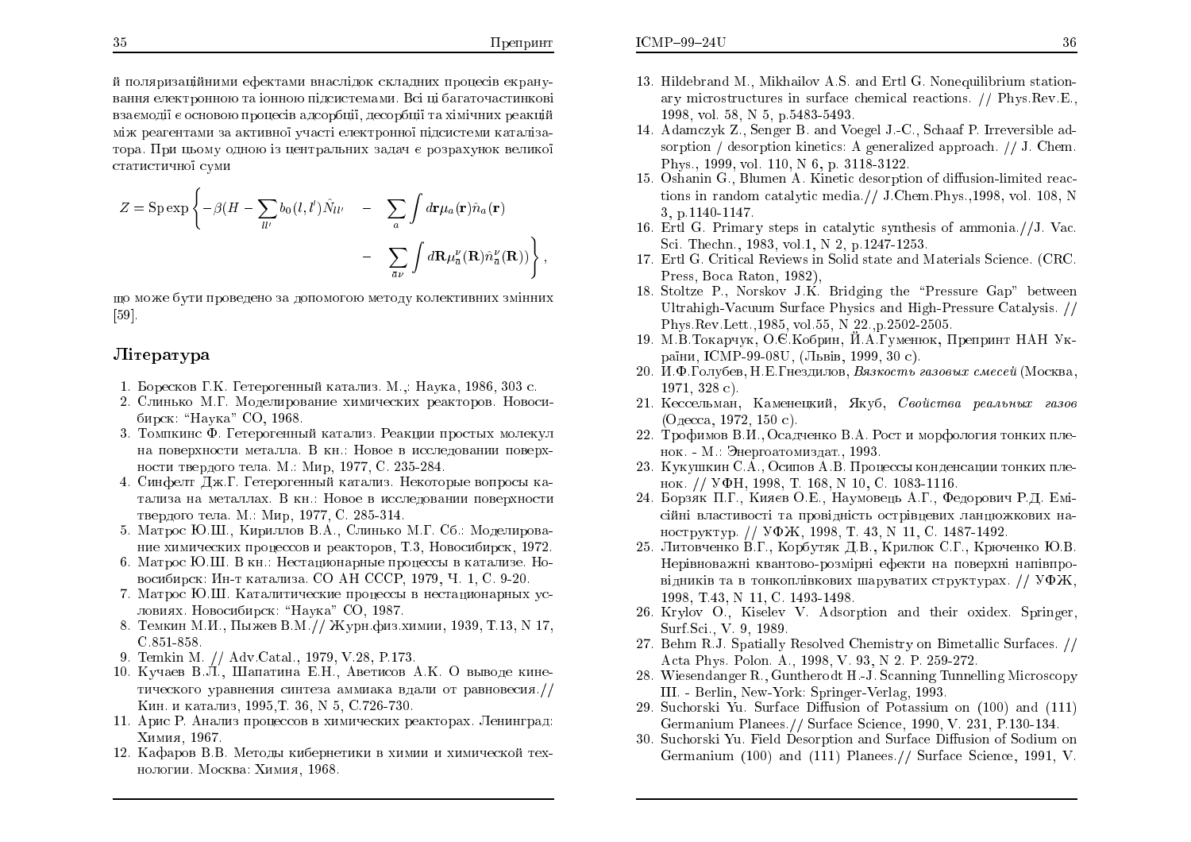й поляризаційними ефектами внаслідок складних процесів екранування електронною та іонною підсистемами. Всі ці багаточастинкові взаємодії є основою процесів адсорбції, десорбції та хімічних реакцій між реагентами за активної участі електронної підсистеми каталізатора. При цьому одною із центральних задач є розрахунок великої статистичної суми

$$Z = \mathrm{Sp}\exp\left\{-\beta(H - \sum_{ll'} b_0(l,l')\hat{N}_{ll'} - \sum_a \int d\mathbf{r}\mu_a(\mathbf{r})\hat{n}_a(\mathbf{r}) - \sum_{\bar{a}\nu} \int d\mathbf{R}\mu^{\nu}_{\bar{a}}(\mathbf{R})\hat{n}^{\nu}_{\bar{a}}(\mathbf{R}))\right\},$$

що може бути проведено за допомогою методу колективних змінних [59].

## Література

1. Боресков Г.К. Гетерогенный катализ. М.,: Наука, 1986, 303 с.
2. Слинько М.Г. Моделирование химических реакторов. Новосибирск: "Наука" СО, 1968.
3. Томпкинс Ф. Гетерогенный катализ. Реакции простых молекул на поверхности металла. В кн.: Новое в исследовании поверхности твердого тела. М.: Мир, 1977, С. 235-284.
4. Синфелт Дж.Г. Гетерогенный катализ. Некоторые вопросы катализа на металлах. В кн.: Новое в исследовании поверхности твердого тела. М.: Мир, 1977, С. 285-314.
5. Матрос Ю.Ш., Кириллов В.А., Слинько М.Г. Сб.: Моделирование химических процессов и реакторов, Т.3, Новосибирск, 1972.
6. Матрос Ю.Ш. В кн.: Нестационарные процессы в катализе. Новосибирск: Ин-т катализа. СО АН СССР, 1979, Ч. 1, С. 9-20.
7. Матрос Ю.Ш. Каталитические процессы в нестационарных условиях. Новосибирск: "Наука" СО, 1987.
8. Темкин М.И., Пыжев В.М.// Журн.физ.химии, 1939, Т.13, N 17, С.851-858.
9. Temkin M. // Adv.Catal., 1979, V.28, P.173.
10. Кучаев В.Л., Шапатина Е.Н., Аветисов А.К. О выводе кинетического уравнения синтеза аммиака вдали от равновесия.// Кин. и катализ, 1995,Т. 36, N 5, С.726-730.
11. Арис Р. Анализ процессов в химических реакторах. Ленинград: Химия, 1967.
12. Кафаров В.В. Методы кибернетики в химии и химической технологии. Москва: Химия, 1968.
13. Hildebrand M., Mikhailov A.S. and Ertl G. Nonequilibrium stationary microstructures in surface chemical reactions. // Phys.Rev.E., 1998, vol. 58, N 5, p.5483-5493.
14. Adamczyk Z., Senger B. and Voegel J.-C., Schaaf P. Irreversible adsorption / desorption kinetics: A generalized approach. // J. Chem. Phys., 1999, vol. 110, N 6, p. 3118-3122.
15. Oshanin G., Blumen A. Kinetic desorption of diffusion-limited reactions in random catalytic media.// J.Chem.Phys.,1998, vol. 108, N 3, p.1140-1147.
16. Ertl G. Primary steps in catalytic synthesis of ammonia.//J. Vac. Sci. Thechn., 1983, vol.1, N 2, p.1247-1253.
17. Ertl G. Critical Reviews in Solid state and Materials Science. (CRC. Press, Boca Raton, 1982),
18. Stoltze P., Norskov J.K. Bridging the "Pressure Gap" between Ultrahigh-Vacuum Surface Physics and High-Pressure Catalysis. // Phys.Rev.Lett.,1985, vol.55, N 22.,p.2502-2505.
19. М.В.Токарчук, О.Є.Кобрин, Й.А.Гуменюк, Препринт НАН України, ICMP-99-08U, (Львів, 1999, 30 с).
20. И.Ф.Голубев, Н.Е.Гнездилов, *Вязкость газовых смесей* (Москва, 1971, 328 с).
21. Кессельман, Каменецкий, Якуб, *Свойства реальных газов* (Одесса, 1972, 150 с).
22. Трофимов В.И., Осадченко В.А. Рост и морфология тонких пленок. - М.: Энергоатомиздат., 1993.
23. Кукушкин С.А., Осипов А.В. Процессы конденсации тонких пленок. // УФН, 1998, Т. 168, N 10, С. 1083-1116.
24. Борзяк П.Г., Кияєв О.Е., Наумовець А.Г., Федорович Р.Д. Емісійні властивості та провідність острівцевих ланцюжкових наноструктур. // УФЖ, 1998, Т. 43, N 11, С. 1487-1492.
25. Литовченко В.Г., Корбутяк Д.В., Крилюк С.Г., Крюченко Ю.В. Нерівноважні квантово-розмірні ефекти на поверхні напівпровідників та в тонкоплівкових шаруватих структурах. // УФЖ, 1998, Т.43, N 11, С. 1493-1498.
26. Krylov O., Kiselev V. Adsorption and their oxidex. Springer, Surf.Sci., V. 9, 1989.
27. Behm R.J. Spatially Resolved Chemistry on Bimetallic Surfaces. // Acta Phys. Polon. A., 1998, V. 93, N 2. P. 259-272.
28. Wiesendanger R., Guntherodt H.-J. Scanning Tunnelling Microscopy III. - Berlin, New-York: Springer-Verlag, 1993.
29. Suchorski Yu. Surface Diffusion of Potassium on (100) and (111) Germanium Planees.// Surface Science, 1990, V. 231, P.130-134.
30. Suchorski Yu. Field Desorption and Surface Diffusion of Sodium on Germanium (100) and (111) Planees.// Surface Science, 1991, V.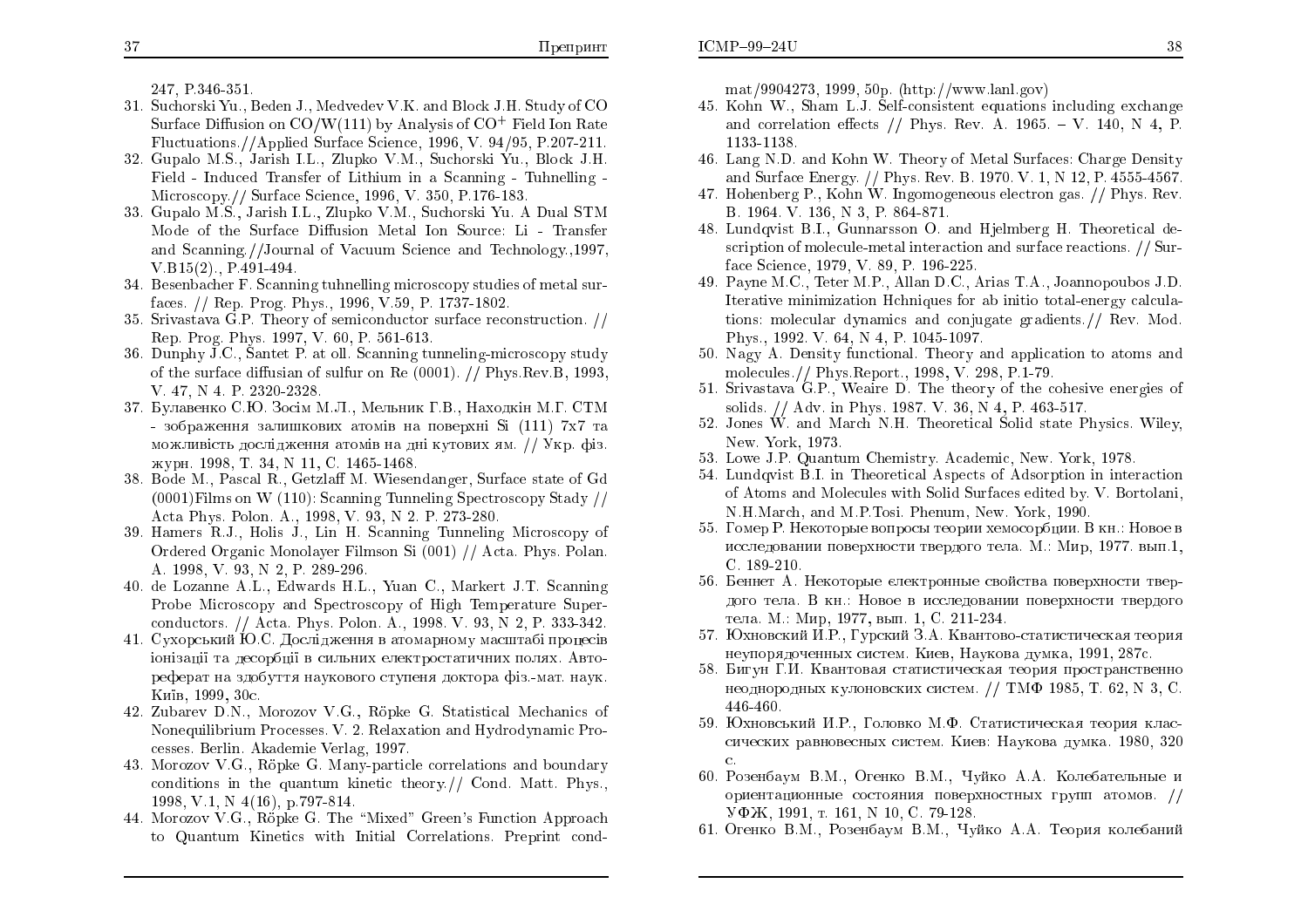247, P.346-351.

31. Suchorski Yu., Beden J., Medvedev V.K. and Block J.H. Study of CO Surface Diffusion on CO/W(111) by Analysis of $CO^+$ Field Ion Rate Fluctuations.//Applied Surface Science, 1996, V. 94/95, P.207-211.
32. Gupalo M.S., Jarish I.L., Zlupko V.M., Suchorski Yu., Block J.H. Field - Induced Transfer of Lithium in a Scanning - Tuhnelling - Microscopy.// Surface Science, 1996, V. 350, P.176-183.
33. Gupalo M.S., Jarish I.L., Zlupko V.M., Suchorski Yu. A Dual STM Mode of the Surface Diffusion Metal Ion Source: Li - Transfer and Scanning.//Journal of Vacuum Science and Technology.,1997, V.B15(2)., P.491-494.
34. Besenbacher F. Scanning tuhnelling microscopy studies of metal surfaces. // Rep. Prog. Phys., 1996, V.59, P. 1737-1802.
35. Srivastava G.P. Theory of semiconductor surface reconstruction. // Rep. Prog. Phys. 1997, V. 60, P. 561-613.
36. Dunphy J.C., Santet P. at oll. Scanning tunneling-microscopy study of the surface diffusian of sulfur on Re (0001). // Phys.Rev.B, 1993, V. 47, N 4. P. 2320-2328.
37. Булавенко С.Ю. Зосім М.Л., Мельник Г.В., Находкін М.Г. СТМ - зображення залишкових атомів на поверхні Si (111) 7x7 та можливість дослідження атомів на дні кутових ям. // Укр. фіз. журн. 1998, Т. 34, N 11, С. 1465-1468.
38. Bode M., Pascal R., Getzlaff M. Wiesendanger, Surface state of Gd (0001)Films on W (110): Scanning Tunneling Spectroscopy Stady // Acta Phys. Polon. A., 1998, V. 93, N 2. P. 273-280.
39. Hamers R.J., Holis J., Lin H. Scanning Tunneling Microscopy of Ordered Organic Monolayer Filmson Si (001) // Acta. Phys. Polan. A. 1998, V. 93, N 2, P. 289-296.
40. de Lozanne A.L., Edwards H.L., Yuan C., Markert J.T. Scanning Probe Microscopy and Spectroscopy of High Temperature Superconductors. // Acta. Phys. Polon. A., 1998. V. 93, N 2, P. 333-342.
41. Сухорський Ю.С. Дослідження в атомарному масштабі процесів іонізації та десорбції в сильних електростатичних полях. Автореферат на здобуття наукового ступеня доктора фіз.-мат. наук. Київ, 1999, 30с.
42. Zubarev D.N., Morozov V.G., Röpke G. Statistical Mechanics of Nonequilibrium Processes. V. 2. Relaxation and Hydrodynamic Processes. Berlin. Akademie Verlag, 1997.
43. Morozov V.G., Röpke G. Many-particle correlations and boundary conditions in the quantum kinetic theory.// Cond. Matt. Phys., 1998, V.1, N 4(16), p.797-814.
44. Morozov V.G., Röpke G. The "Mixed" Green's Function Approach to Quantum Kinetics with Initial Correlations. Preprint cond-mat/9904273, 1999, 50p. (http://www.lanl.gov)
45. Kohn W., Sham L.J. Self-consistent equations including exchange and correlation effects // Phys. Rev. A. 1965. – V. 140, N 4, P. 1133-1138.
46. Lang N.D. and Kohn W. Theory of Metal Surfaces: Charge Density and Surface Energy. // Phys. Rev. B. 1970. V. 1, N 12, P. 4555-4567.
47. Hohenberg P., Kohn W. Ingomogeneous electron gas. // Phys. Rev. B. 1964. V. 136, N 3, P. 864-871.
48. Lundqvist B.I., Gunnarsson O. and Hjelmberg H. Theoretical description of molecule-metal interaction and surface reactions. // Surface Science, 1979, V. 89, P. 196-225.
49. Payne M.C., Teter M.P., Allan D.C., Arias T.A., Joannopoubos J.D. Iterative minimization Hchniques for ab initio total-energy calculations: molecular dynamics and conjugate gradients.// Rev. Mod. Phys., 1992. V. 64, N 4, P. 1045-1097.
50. Nagy A. Density functional. Theory and application to atoms and molecules.// Phys.Report., 1998, V. 298, P.1-79.
51. Srivastava G.P., Weaire D. The theory of the cohesive energies of solids. // Adv. in Phys. 1987. V. 36, N 4, P. 463-517.
52. Jones W. and March N.H. Theoretical Solid state Physics. Wiley, New. York, 1973.
53. Lowe J.P. Quantum Chemistry. Academic, New. York, 1978.
54. Lundqvist B.I. in Theoretical Aspects of Adsorption in interaction of Atoms and Molecules with Solid Surfaces edited by. V. Bortolani, N.H.March, and M.P.Tosi. Phenum, New. York, 1990.
55. Гомер Р. Некоторые вопросы теории хемосорбции. В кн.: Новое в исследовании поверхности твердого тела. М.: Мир, 1977. вып.1, С. 189-210.
56. Беннет А. Некоторые єлектронные свойства поверхности твердого тела. В кн.: Новое в исследовании поверхности твердого тела. М.: Мир, 1977, вып. 1, С. 211-234.
57. Юхновский И.Р., Гурский З.А. Квантово-статистическая теория неупорядоченных систем. Киев, Наукова думка, 1991, 287с.
58. Бигун Г.И. Квантовая статистическая теория пространственно неоднородных кулоновских систем. // ТМФ 1985, Т. 62, N 3, С. 446-460.
59. Юхновський И.Р., Головко М.Ф. Статистическая теория классических равновесных систем. Киев: Наукова думка. 1980, 320 с.
60. Розенбаум В.М., Огенко В.М., Чуйко А.А. Колебательные и ориентационные состояния поверхностных групп атомов. // УФЖ, 1991, т. 161, N 10, С. 79-128.
61. Огенко В.М., Розенбаум В.М., Чуйко А.А. Теория колебаний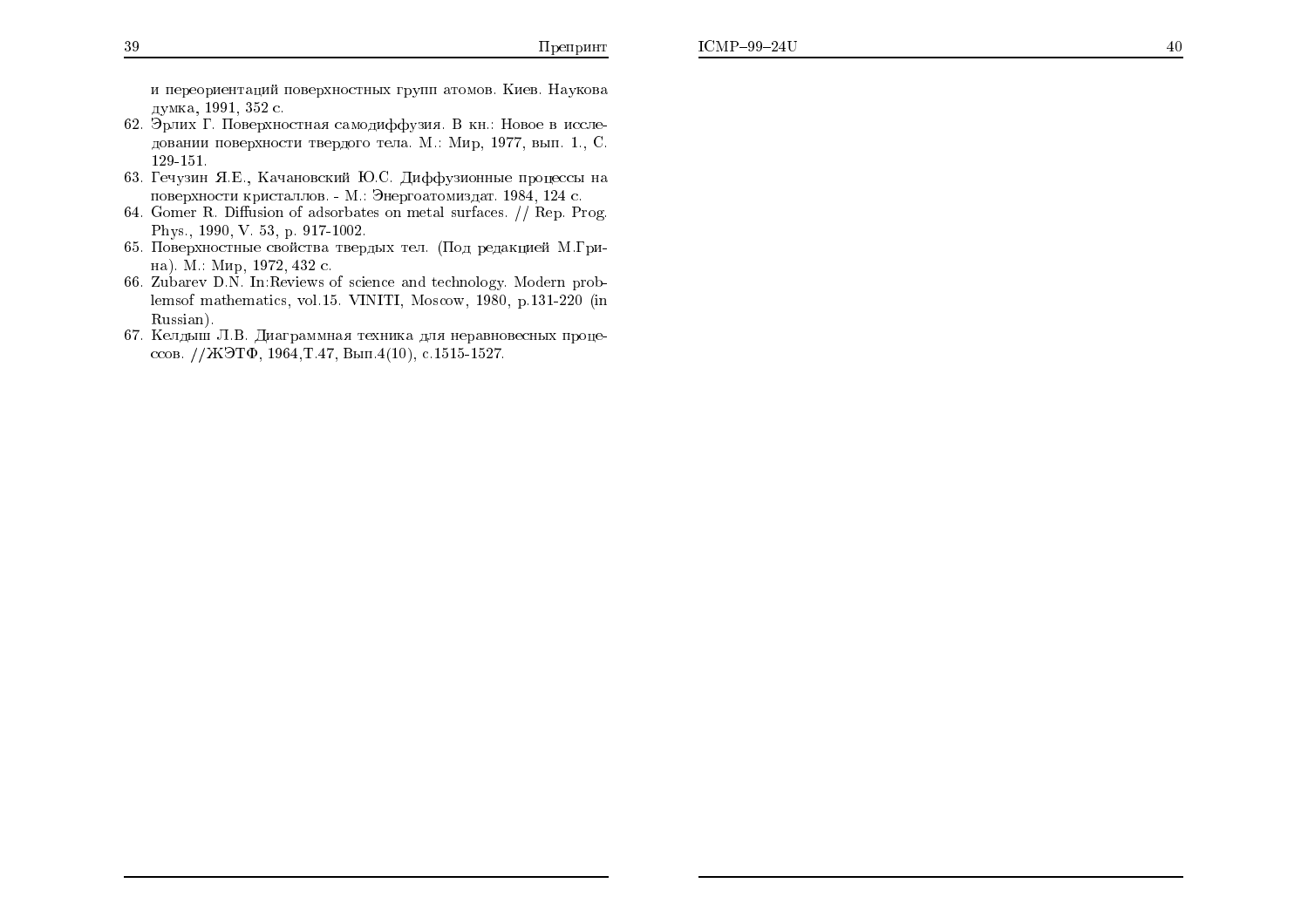и переориентаций поверхностных групп атомов. Киев. Наукова думка, 1991, 352 с.

62. Эрлих Г. Поверхностная самодиффузия. В кн.: Новое в исследовании поверхности твердого тела. М.: Мир, 1977, вып. 1., С. 129-151.
63. Гечузин Я.Е., Качановский Ю.С. Диффузионные процессы на поверхности кристаллов. - М.: Энергоатомиздат. 1984, 124 с.
64. Gomer R. Diffusion of adsorbates on metal surfaces. // Rep. Prog. Phys., 1990, V. 53, p. 917-1002.
65. Поверхностные свойства твердых тел. (Под редакцией М.Грина). М.: Мир, 1972, 432 с.
66. Zubarev D.N. In:Reviews of science and technology. Modern problemsof mathematics, vol.15. VINITI, Moscow, 1980, p.131-220 (in Russian).
67. Келдыш Л.В. Диаграммная техника для неравновесных процессов. //ЖЭТФ, 1964,Т.47, Вып.4(10), с.1515-1527.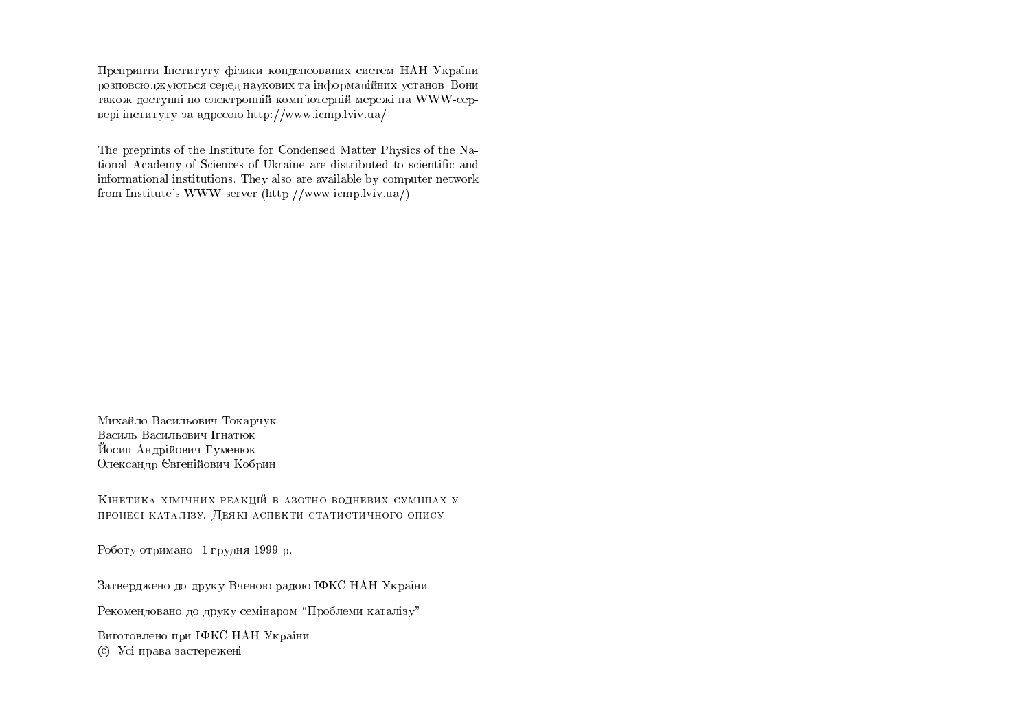Препринти Інституту фізики конденсованих систем НАН України розповсюджуються серед наукових та інформаційних установ. Вони також доступні по електронній комп'ютерній мережі на WWW-сервері інституту за адресою http://www.icmp.lviv.ua/

The preprints of the Institute for Condensed Matter Physics of the National Academy of Sciences of Ukraine are distributed to scientific and informational institutions. They also are available by computer network from Institute's WWW server (http://www.icmp.lviv.ua/)

Михайло Васильович Токарчук
Василь Васильович Ігнатюк
Йосип Андрійович Гуменюк
Олександр Євгенійович Кобрин

Кінетика хімічних реакцій в азотно-водневих сумішах у процесі каталізу. Деякі аспекти статистичного опису

Роботу отримано 1 грудня 1999 р.

Затверджено до друку Вченою радою ІФКС НАН України

Рекомендовано до друку семінаром "Проблеми каталізу"

Виготовлено при ІФКС НАН України
© Усі права застережені